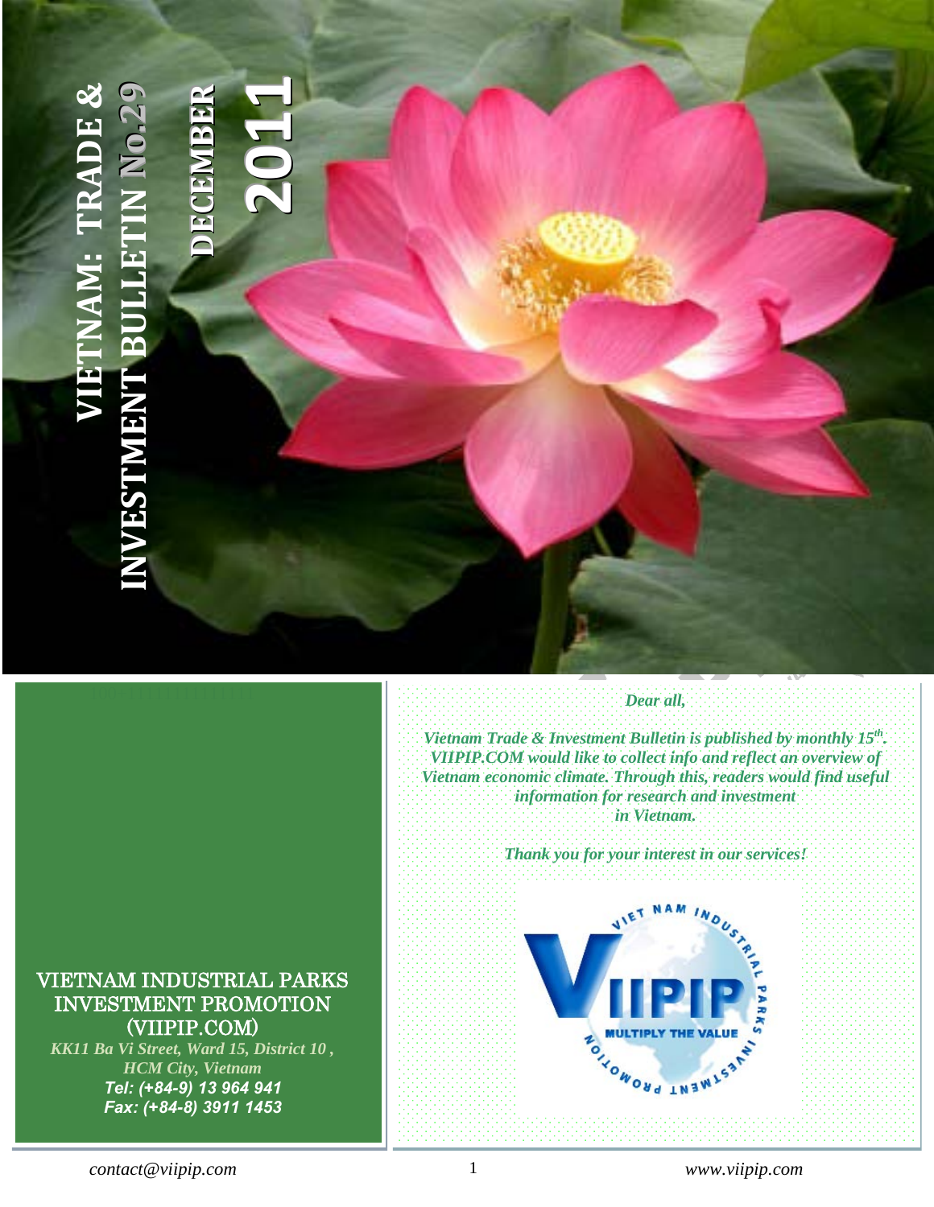# VIETNAM: TRADE & INVESTMENT BULLETIN No.29

## DECEMBER 2011

VIETNAM INDUSTRIAL PARKS INVESTMENT PROMOTION (VIIPIP.COM)

*KK11 Ba Vi Street, Ward 15, District 10 , HCM City, Vietnam*

***Tel: (+84-9) 13 964 941***

***Fax: (+84-8) 3911 1453***

***Dear all,***

***Vietnam Trade & Investment Bulletin is published by monthly 15th. VIIPIP.COM would like to collect info and reflect an overview of Vietnam economic climate. Through this, readers would find useful information for research and investment in Vietnam.***

***Thank you for your interest in our services!***

VIET NAM INDUSTRIAL PARKS INVESTMENT PROMOTION

VIIPIP

MULTIPLY THE VALUE

*contact@viipip.com* *www.viipip.com*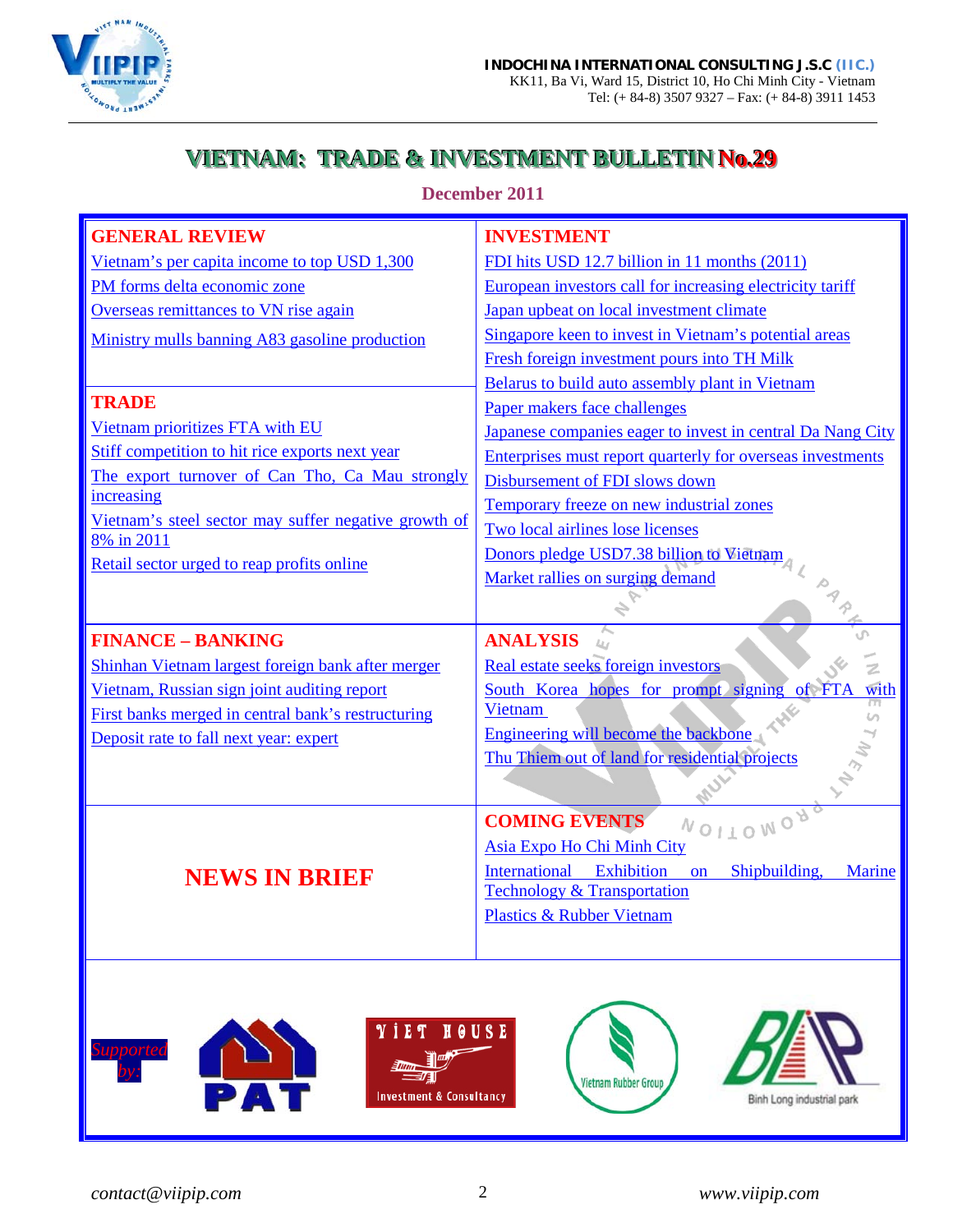INDOCHINA INTERNATIONAL CONSULTING J.S.C (IIC.)
KK11, Ba Vi, Ward 15, District 10, Ho Chi Minh City - Vietnam
Tel: (+ 84-8) 3507 9327 – Fax: (+ 84-8) 3911 1453

# VIETNAM: TRADE & INVESTMENT BULLETIN No.29

**December 2011**

## GENERAL REVIEW

- Vietnam's per capita income to top USD 1,300
- PM forms delta economic zone
- Overseas remittances to VN rise again
- Ministry mulls banning A83 gasoline production

## TRADE

- Vietnam prioritizes FTA with EU
- Stiff competition to hit rice exports next year
- The export turnover of Can Tho, Ca Mau strongly increasing
- Vietnam's steel sector may suffer negative growth of 8% in 2011
- Retail sector urged to reap profits online

## FINANCE – BANKING

- Shinhan Vietnam largest foreign bank after merger
- Vietnam, Russian sign joint auditing report
- First banks merged in central bank's restructuring
- Deposit rate to fall next year: expert

## NEWS IN BRIEF

## INVESTMENT

- FDI hits USD 12.7 billion in 11 months (2011)
- European investors call for increasing electricity tariff
- Japan upbeat on local investment climate
- Singapore keen to invest in Vietnam's potential areas
- Fresh foreign investment pours into TH Milk
- Belarus to build auto assembly plant in Vietnam
- Paper makers face challenges
- Japanese companies eager to invest in central Da Nang City
- Enterprises must report quarterly for overseas investments
- Disbursement of FDI slows down
- Temporary freeze on new industrial zones
- Two local airlines lose licenses
- Donors pledge USD7.38 billion to Vietnam
- Market rallies on surging demand

## ANALYSIS

- Real estate seeks foreign investors
- South Korea hopes for prompt signing of FTA with Vietnam
- Engineering will become the backbone
- Thu Thiem out of land for residential projects

## COMING EVENTS

- Asia Expo Ho Chi Minh City
- International Exhibition on Shipbuilding, Marine Technology & Transportation
- Plastics & Rubber Vietnam

*Supported by:* PAT, VIET HOUSE Investment & Consultancy, Vietnam Rubber Group, Binh Long industrial park

*contact@viipip.com* *www.viipip.com*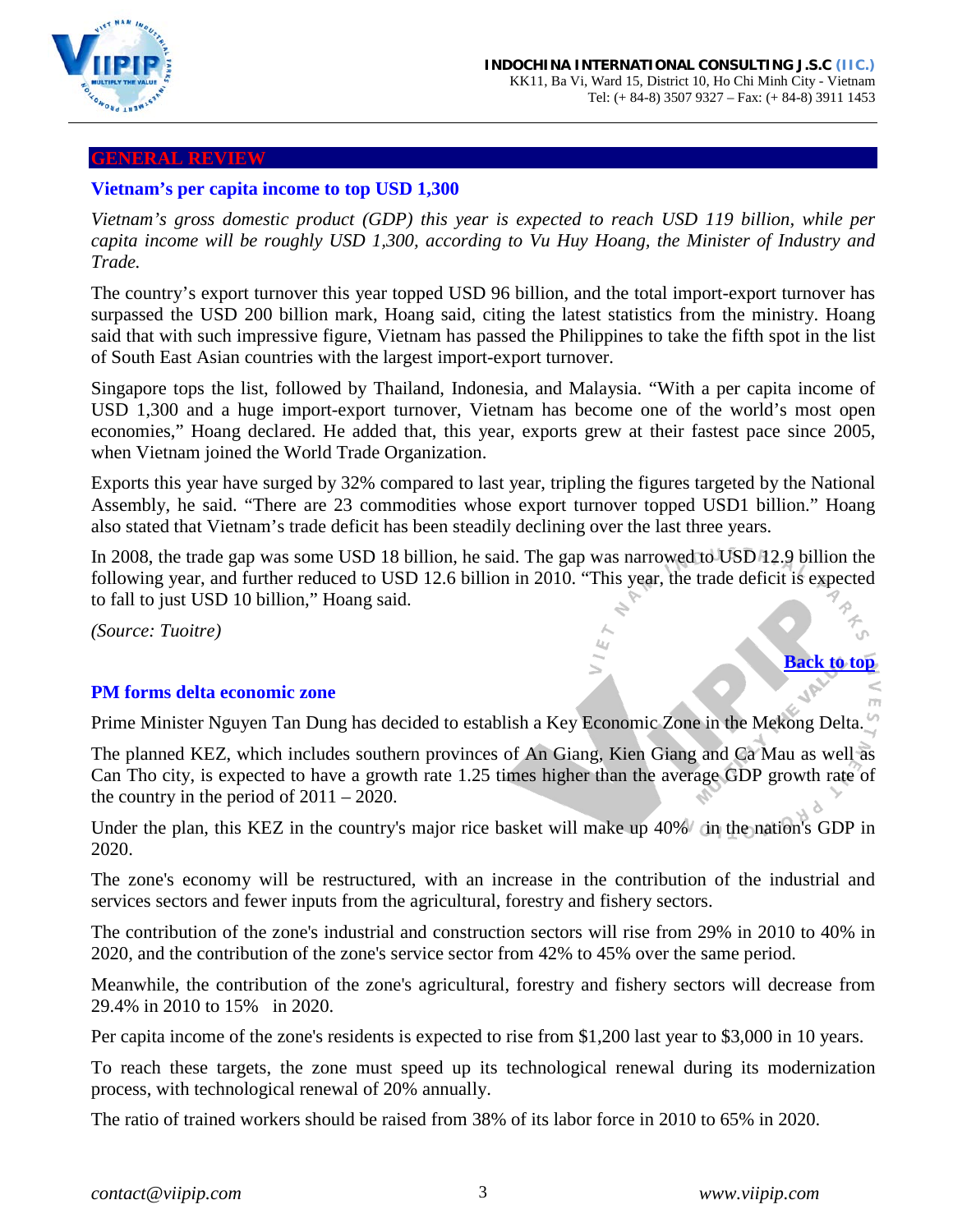## GENERAL REVIEW

### Vietnam's per capita income to top USD 1,300

*Vietnam's gross domestic product (GDP) this year is expected to reach USD 119 billion, while per capita income will be roughly USD 1,300, according to Vu Huy Hoang, the Minister of Industry and Trade.*

The country's export turnover this year topped USD 96 billion, and the total import-export turnover has surpassed the USD 200 billion mark, Hoang said, citing the latest statistics from the ministry. Hoang said that with such impressive figure, Vietnam has passed the Philippines to take the fifth spot in the list of South East Asian countries with the largest import-export turnover.

Singapore tops the list, followed by Thailand, Indonesia, and Malaysia. "With a per capita income of USD 1,300 and a huge import-export turnover, Vietnam has become one of the world's most open economies," Hoang declared. He added that, this year, exports grew at their fastest pace since 2005, when Vietnam joined the World Trade Organization.

Exports this year have surged by 32% compared to last year, tripling the figures targeted by the National Assembly, he said. "There are 23 commodities whose export turnover topped USD1 billion." Hoang also stated that Vietnam's trade deficit has been steadily declining over the last three years.

In 2008, the trade gap was some USD 18 billion, he said. The gap was narrowed to USD 12.9 billion the following year, and further reduced to USD 12.6 billion in 2010. "This year, the trade deficit is expected to fall to just USD 10 billion," Hoang said.

*(Source: Tuoitre)*

**Back to top**

### PM forms delta economic zone

Prime Minister Nguyen Tan Dung has decided to establish a Key Economic Zone in the Mekong Delta.

The planned KEZ, which includes southern provinces of An Giang, Kien Giang and Ca Mau as well as Can Tho city, is expected to have a growth rate 1.25 times higher than the average GDP growth rate of the country in the period of 2011 – 2020.

Under the plan, this KEZ in the country's major rice basket will make up 40% in the nation's GDP in 2020.

The zone's economy will be restructured, with an increase in the contribution of the industrial and services sectors and fewer inputs from the agricultural, forestry and fishery sectors.

The contribution of the zone's industrial and construction sectors will rise from 29% in 2010 to 40% in 2020, and the contribution of the zone's service sector from 42% to 45% over the same period.

Meanwhile, the contribution of the zone's agricultural, forestry and fishery sectors will decrease from 29.4% in 2010 to 15% in 2020.

Per capita income of the zone's residents is expected to rise from $1,200 last year to $3,000 in 10 years.

To reach these targets, the zone must speed up its technological renewal during its modernization process, with technological renewal of 20% annually.

The ratio of trained workers should be raised from 38% of its labor force in 2010 to 65% in 2020.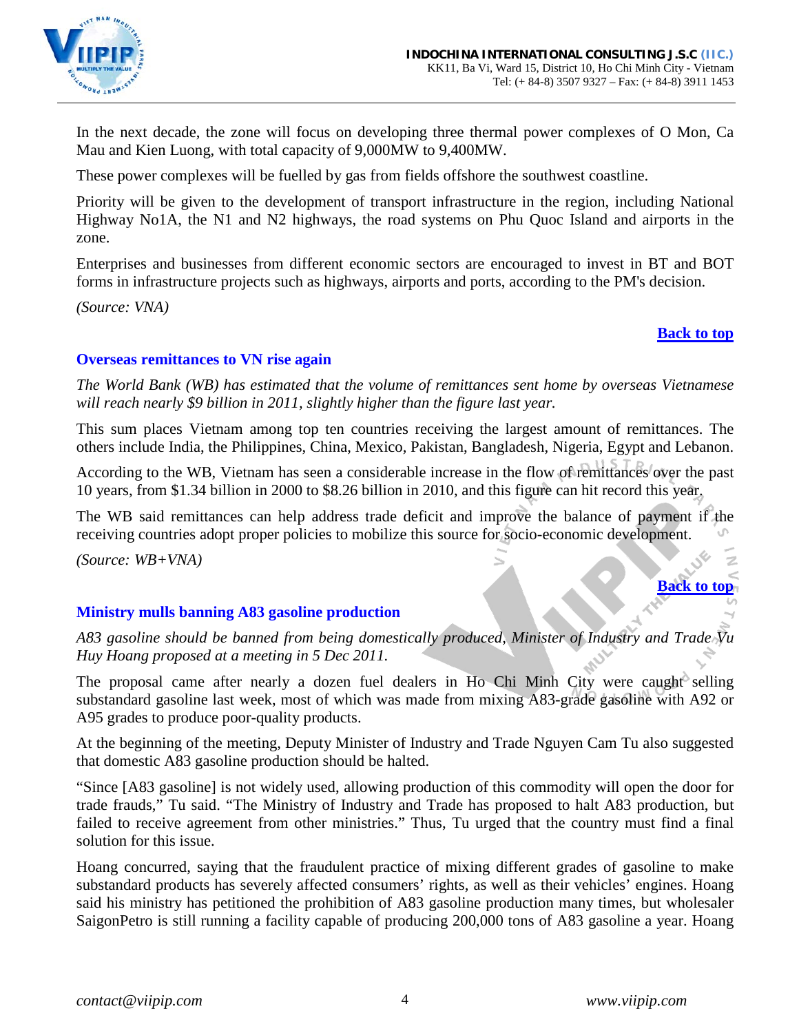In the next decade, the zone will focus on developing three thermal power complexes of O Mon, Ca Mau and Kien Luong, with total capacity of 9,000MW to 9,400MW.

These power complexes will be fuelled by gas from fields offshore the southwest coastline.

Priority will be given to the development of transport infrastructure in the region, including National Highway No1A, the N1 and N2 highways, the road systems on Phu Quoc Island and airports in the zone.

Enterprises and businesses from different economic sectors are encouraged to invest in BT and BOT forms in infrastructure projects such as highways, airports and ports, according to the PM's decision.

*(Source: VNA)*

**Back to top**

## Overseas remittances to VN rise again

*The World Bank (WB) has estimated that the volume of remittances sent home by overseas Vietnamese will reach nearly $9 billion in 2011, slightly higher than the figure last year.*

This sum places Vietnam among top ten countries receiving the largest amount of remittances. The others include India, the Philippines, China, Mexico, Pakistan, Bangladesh, Nigeria, Egypt and Lebanon.

According to the WB, Vietnam has seen a considerable increase in the flow of remittances over the past 10 years, from $1.34 billion in 2000 to $8.26 billion in 2010, and this figure can hit record this year.

The WB said remittances can help address trade deficit and improve the balance of payment if the receiving countries adopt proper policies to mobilize this source for socio-economic development.

*(Source: WB+VNA)*

**Back to top**

## Ministry mulls banning A83 gasoline production

*A83 gasoline should be banned from being domestically produced, Minister of Industry and Trade Vu Huy Hoang proposed at a meeting in 5 Dec 2011.*

The proposal came after nearly a dozen fuel dealers in Ho Chi Minh City were caught selling substandard gasoline last week, most of which was made from mixing A83-grade gasoline with A92 or A95 grades to produce poor-quality products.

At the beginning of the meeting, Deputy Minister of Industry and Trade Nguyen Cam Tu also suggested that domestic A83 gasoline production should be halted.

"Since [A83 gasoline] is not widely used, allowing production of this commodity will open the door for trade frauds," Tu said. "The Ministry of Industry and Trade has proposed to halt A83 production, but failed to receive agreement from other ministries." Thus, Tu urged that the country must find a final solution for this issue.

Hoang concurred, saying that the fraudulent practice of mixing different grades of gasoline to make substandard products has severely affected consumers' rights, as well as their vehicles' engines. Hoang said his ministry has petitioned the prohibition of A83 gasoline production many times, but wholesaler SaigonPetro is still running a facility capable of producing 200,000 tons of A83 gasoline a year. Hoang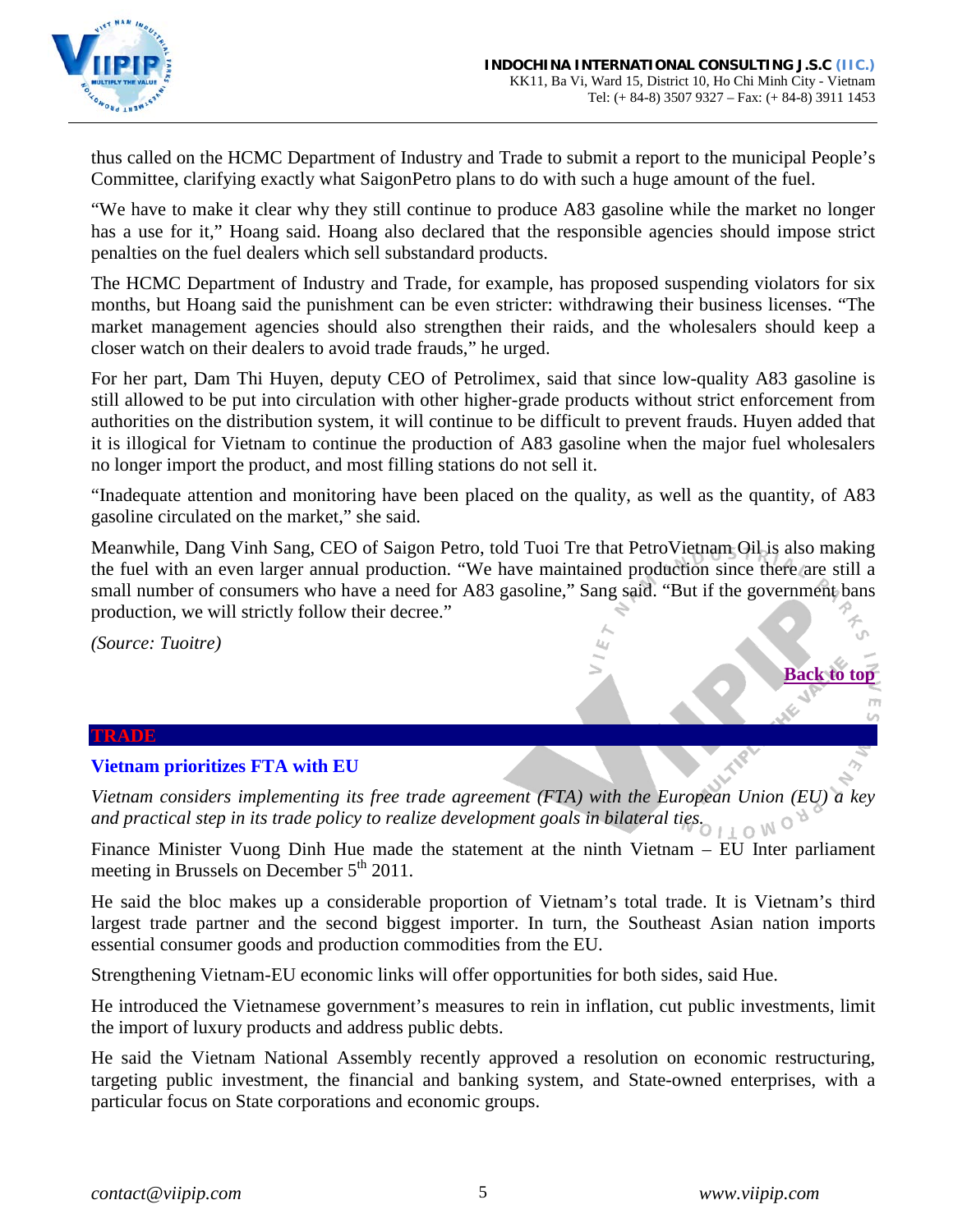thus called on the HCMC Department of Industry and Trade to submit a report to the municipal People's Committee, clarifying exactly what SaigonPetro plans to do with such a huge amount of the fuel.

"We have to make it clear why they still continue to produce A83 gasoline while the market no longer has a use for it," Hoang said. Hoang also declared that the responsible agencies should impose strict penalties on the fuel dealers which sell substandard products.

The HCMC Department of Industry and Trade, for example, has proposed suspending violators for six months, but Hoang said the punishment can be even stricter: withdrawing their business licenses. "The market management agencies should also strengthen their raids, and the wholesalers should keep a closer watch on their dealers to avoid trade frauds," he urged.

For her part, Dam Thi Huyen, deputy CEO of Petrolimex, said that since low-quality A83 gasoline is still allowed to be put into circulation with other higher-grade products without strict enforcement from authorities on the distribution system, it will continue to be difficult to prevent frauds. Huyen added that it is illogical for Vietnam to continue the production of A83 gasoline when the major fuel wholesalers no longer import the product, and most filling stations do not sell it.

"Inadequate attention and monitoring have been placed on the quality, as well as the quantity, of A83 gasoline circulated on the market," she said.

Meanwhile, Dang Vinh Sang, CEO of Saigon Petro, told Tuoi Tre that PetroVietnam Oil is also making the fuel with an even larger annual production. "We have maintained production since there are still a small number of consumers who have a need for A83 gasoline," Sang said. "But if the government bans production, we will strictly follow their decree."

*(Source: Tuoitre)*

Back to top

## TRADE

### Vietnam prioritizes FTA with EU

*Vietnam considers implementing its free trade agreement (FTA) with the European Union (EU) a key and practical step in its trade policy to realize development goals in bilateral ties.*

Finance Minister Vuong Dinh Hue made the statement at the ninth Vietnam – EU Inter parliament meeting in Brussels on December 5th 2011.

He said the bloc makes up a considerable proportion of Vietnam's total trade. It is Vietnam's third largest trade partner and the second biggest importer. In turn, the Southeast Asian nation imports essential consumer goods and production commodities from the EU.

Strengthening Vietnam-EU economic links will offer opportunities for both sides, said Hue.

He introduced the Vietnamese government's measures to rein in inflation, cut public investments, limit the import of luxury products and address public debts.

He said the Vietnam National Assembly recently approved a resolution on economic restructuring, targeting public investment, the financial and banking system, and State-owned enterprises, with a particular focus on State corporations and economic groups.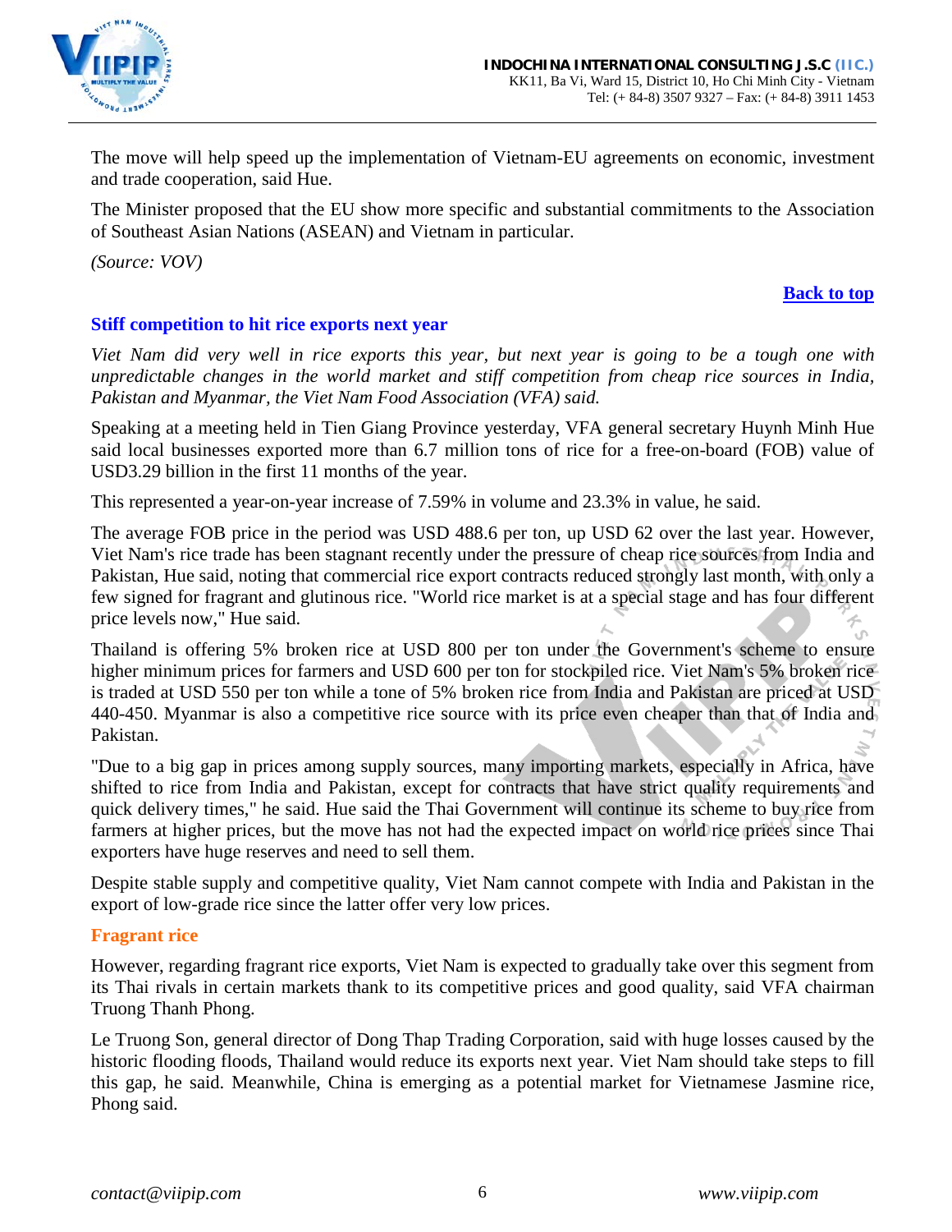The move will help speed up the implementation of Vietnam-EU agreements on economic, investment and trade cooperation, said Hue.

The Minister proposed that the EU show more specific and substantial commitments to the Association of Southeast Asian Nations (ASEAN) and Vietnam in particular.

*(Source: VOV)*

**Back to top**

## Stiff competition to hit rice exports next year

*Viet Nam did very well in rice exports this year, but next year is going to be a tough one with unpredictable changes in the world market and stiff competition from cheap rice sources in India, Pakistan and Myanmar, the Viet Nam Food Association (VFA) said.*

Speaking at a meeting held in Tien Giang Province yesterday, VFA general secretary Huynh Minh Hue said local businesses exported more than 6.7 million tons of rice for a free-on-board (FOB) value of USD3.29 billion in the first 11 months of the year.

This represented a year-on-year increase of 7.59% in volume and 23.3% in value, he said.

The average FOB price in the period was USD 488.6 per ton, up USD 62 over the last year. However, Viet Nam's rice trade has been stagnant recently under the pressure of cheap rice sources from India and Pakistan, Hue said, noting that commercial rice export contracts reduced strongly last month, with only a few signed for fragrant and glutinous rice. "World rice market is at a special stage and has four different price levels now," Hue said.

Thailand is offering 5% broken rice at USD 800 per ton under the Government's scheme to ensure higher minimum prices for farmers and USD 600 per ton for stockpiled rice. Viet Nam's 5% broken rice is traded at USD 550 per ton while a tone of 5% broken rice from India and Pakistan are priced at USD 440-450. Myanmar is also a competitive rice source with its price even cheaper than that of India and Pakistan.

"Due to a big gap in prices among supply sources, many importing markets, especially in Africa, have shifted to rice from India and Pakistan, except for contracts that have strict quality requirements and quick delivery times," he said. Hue said the Thai Government will continue its scheme to buy rice from farmers at higher prices, but the move has not had the expected impact on world rice prices since Thai exporters have huge reserves and need to sell them.

Despite stable supply and competitive quality, Viet Nam cannot compete with India and Pakistan in the export of low-grade rice since the latter offer very low prices.

### Fragrant rice

However, regarding fragrant rice exports, Viet Nam is expected to gradually take over this segment from its Thai rivals in certain markets thank to its competitive prices and good quality, said VFA chairman Truong Thanh Phong.

Le Truong Son, general director of Dong Thap Trading Corporation, said with huge losses caused by the historic flooding floods, Thailand would reduce its exports next year. Viet Nam should take steps to fill this gap, he said. Meanwhile, China is emerging as a potential market for Vietnamese Jasmine rice, Phong said.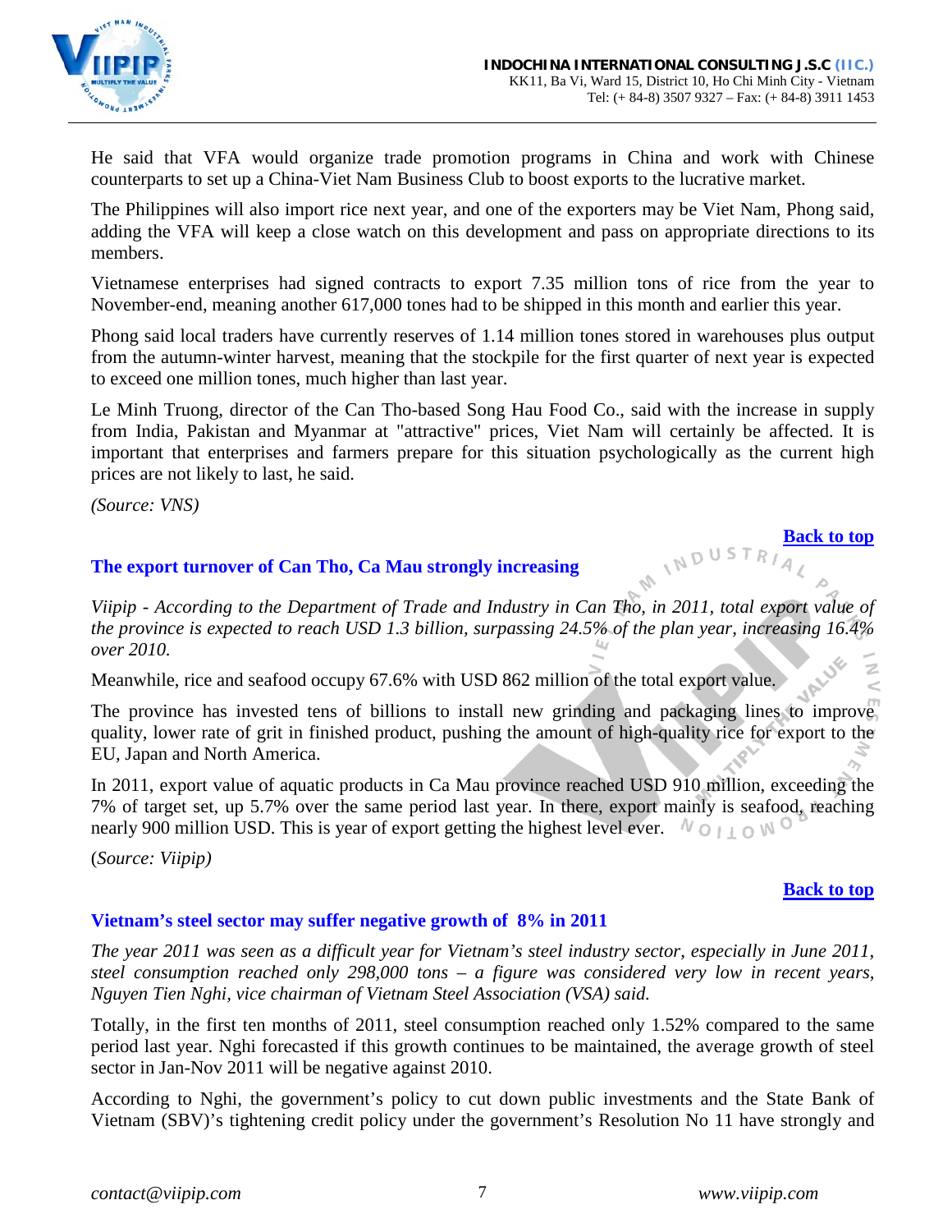He said that VFA would organize trade promotion programs in China and work with Chinese counterparts to set up a China-Viet Nam Business Club to boost exports to the lucrative market.

The Philippines will also import rice next year, and one of the exporters may be Viet Nam, Phong said, adding the VFA will keep a close watch on this development and pass on appropriate directions to its members.

Vietnamese enterprises had signed contracts to export 7.35 million tons of rice from the year to November-end, meaning another 617,000 tones had to be shipped in this month and earlier this year.

Phong said local traders have currently reserves of 1.14 million tones stored in warehouses plus output from the autumn-winter harvest, meaning that the stockpile for the first quarter of next year is expected to exceed one million tones, much higher than last year.

Le Minh Truong, director of the Can Tho-based Song Hau Food Co., said with the increase in supply from India, Pakistan and Myanmar at "attractive" prices, Viet Nam will certainly be affected. It is important that enterprises and farmers prepare for this situation psychologically as the current high prices are not likely to last, he said.

*(Source: VNS)*

**Back to top**

### The export turnover of Can Tho, Ca Mau strongly increasing

*Viipip - According to the Department of Trade and Industry in Can Tho, in 2011, total export value of the province is expected to reach USD 1.3 billion, surpassing 24.5% of the plan year, increasing 16.4% over 2010.*

Meanwhile, rice and seafood occupy 67.6% with USD 862 million of the total export value.

The province has invested tens of billions to install new grinding and packaging lines to improve quality, lower rate of grit in finished product, pushing the amount of high-quality rice for export to the EU, Japan and North America.

In 2011, export value of aquatic products in Ca Mau province reached USD 910 million, exceeding the 7% of target set, up 5.7% over the same period last year. In there, export mainly is seafood, reaching nearly 900 million USD. This is year of export getting the highest level ever.

(*Source: Viipip)*

**Back to top**

### Vietnam's steel sector may suffer negative growth of 8% in 2011

*The year 2011 was seen as a difficult year for Vietnam's steel industry sector, especially in June 2011, steel consumption reached only 298,000 tons – a figure was considered very low in recent years, Nguyen Tien Nghi, vice chairman of Vietnam Steel Association (VSA) said.*

Totally, in the first ten months of 2011, steel consumption reached only 1.52% compared to the same period last year. Nghi forecasted if this growth continues to be maintained, the average growth of steel sector in Jan-Nov 2011 will be negative against 2010.

According to Nghi, the government's policy to cut down public investments and the State Bank of Vietnam (SBV)'s tightening credit policy under the government's Resolution No 11 have strongly and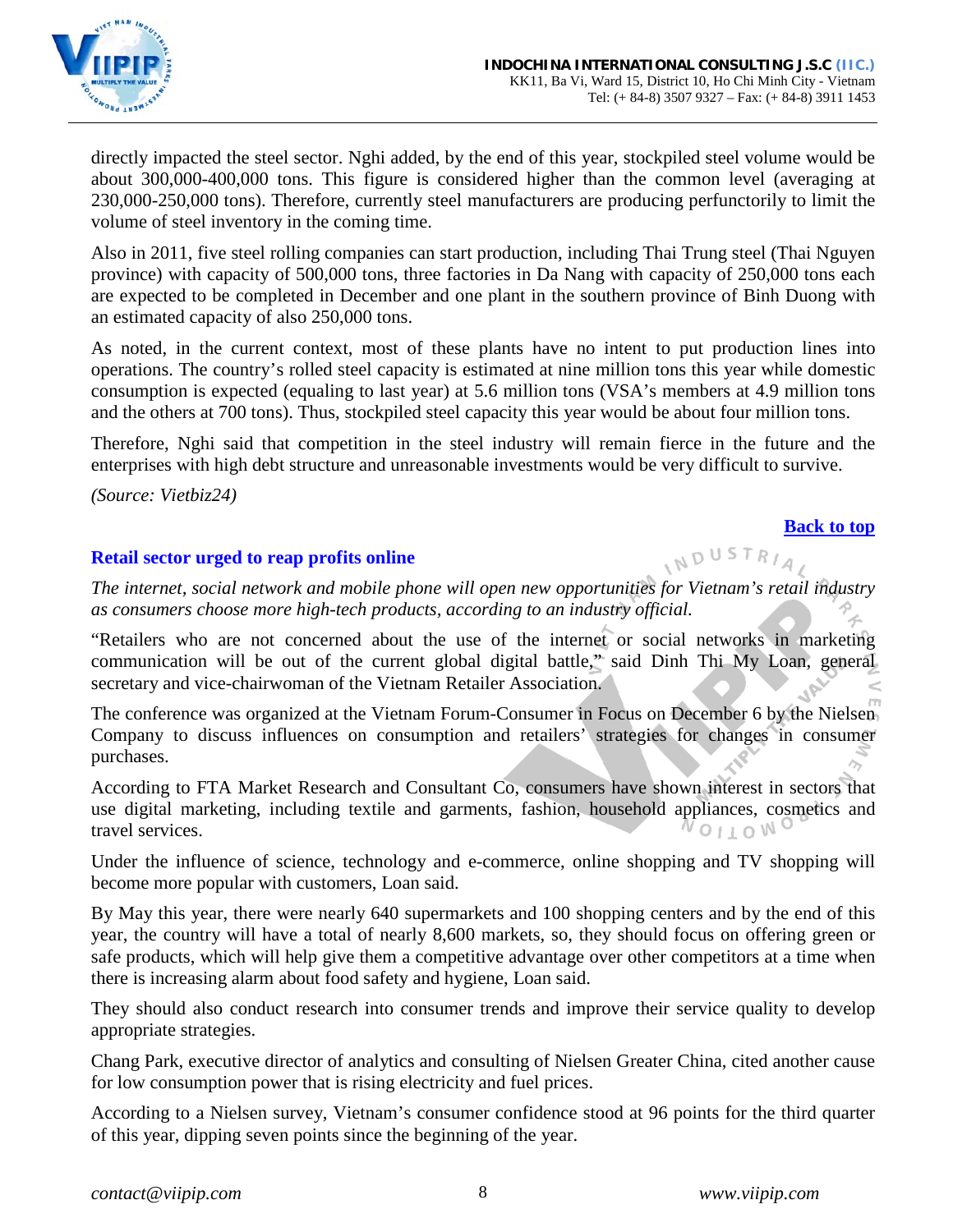directly impacted the steel sector. Nghi added, by the end of this year, stockpiled steel volume would be about 300,000-400,000 tons. This figure is considered higher than the common level (averaging at 230,000-250,000 tons). Therefore, currently steel manufacturers are producing perfunctorily to limit the volume of steel inventory in the coming time.

Also in 2011, five steel rolling companies can start production, including Thai Trung steel (Thai Nguyen province) with capacity of 500,000 tons, three factories in Da Nang with capacity of 250,000 tons each are expected to be completed in December and one plant in the southern province of Binh Duong with an estimated capacity of also 250,000 tons.

As noted, in the current context, most of these plants have no intent to put production lines into operations. The country's rolled steel capacity is estimated at nine million tons this year while domestic consumption is expected (equaling to last year) at 5.6 million tons (VSA's members at 4.9 million tons and the others at 700 tons). Thus, stockpiled steel capacity this year would be about four million tons.

Therefore, Nghi said that competition in the steel industry will remain fierce in the future and the enterprises with high debt structure and unreasonable investments would be very difficult to survive.

*(Source: Vietbiz24)*

**Back to top**

## Retail sector urged to reap profits online

*The internet, social network and mobile phone will open new opportunities for Vietnam's retail industry as consumers choose more high-tech products, according to an industry official.*

"Retailers who are not concerned about the use of the internet or social networks in marketing communication will be out of the current global digital battle," said Dinh Thi My Loan, general secretary and vice-chairwoman of the Vietnam Retailer Association.

The conference was organized at the Vietnam Forum-Consumer in Focus on December 6 by the Nielsen Company to discuss influences on consumption and retailers' strategies for changes in consumer purchases.

According to FTA Market Research and Consultant Co, consumers have shown interest in sectors that use digital marketing, including textile and garments, fashion, household appliances, cosmetics and travel services.

Under the influence of science, technology and e-commerce, online shopping and TV shopping will become more popular with customers, Loan said.

By May this year, there were nearly 640 supermarkets and 100 shopping centers and by the end of this year, the country will have a total of nearly 8,600 markets, so, they should focus on offering green or safe products, which will help give them a competitive advantage over other competitors at a time when there is increasing alarm about food safety and hygiene, Loan said.

They should also conduct research into consumer trends and improve their service quality to develop appropriate strategies.

Chang Park, executive director of analytics and consulting of Nielsen Greater China, cited another cause for low consumption power that is rising electricity and fuel prices.

According to a Nielsen survey, Vietnam's consumer confidence stood at 96 points for the third quarter of this year, dipping seven points since the beginning of the year.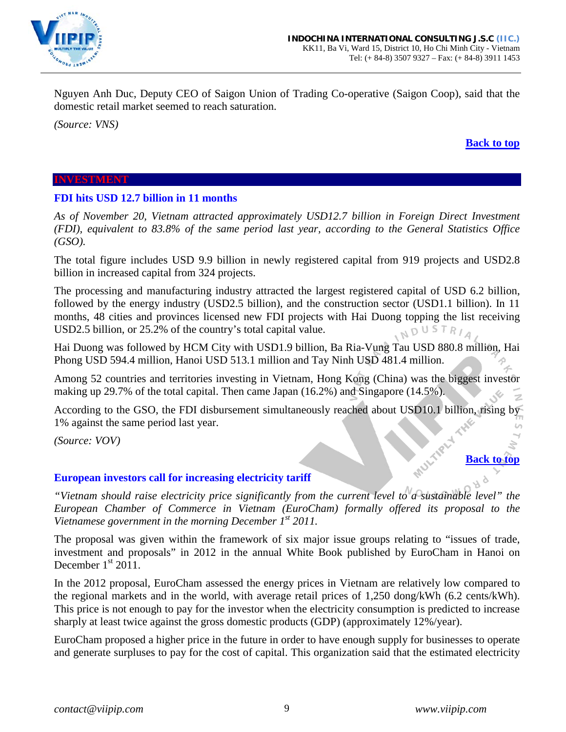Nguyen Anh Duc, Deputy CEO of Saigon Union of Trading Co-operative (Saigon Coop), said that the domestic retail market seemed to reach saturation.

*(Source: VNS)*

**Back to top**

## INVESTMENT

### FDI hits USD 12.7 billion in 11 months

*As of November 20, Vietnam attracted approximately USD12.7 billion in Foreign Direct Investment (FDI), equivalent to 83.8% of the same period last year, according to the General Statistics Office (GSO).*

The total figure includes USD 9.9 billion in newly registered capital from 919 projects and USD2.8 billion in increased capital from 324 projects.

The processing and manufacturing industry attracted the largest registered capital of USD 6.2 billion, followed by the energy industry (USD2.5 billion), and the construction sector (USD1.1 billion). In 11 months, 48 cities and provinces licensed new FDI projects with Hai Duong topping the list receiving USD2.5 billion, or 25.2% of the country's total capital value.

Hai Duong was followed by HCM City with USD1.9 billion, Ba Ria-Vung Tau USD 880.8 million, Hai Phong USD 594.4 million, Hanoi USD 513.1 million and Tay Ninh USD 481.4 million.

Among 52 countries and territories investing in Vietnam, Hong Kong (China) was the biggest investor making up 29.7% of the total capital. Then came Japan (16.2%) and Singapore (14.5%).

According to the GSO, the FDI disbursement simultaneously reached about USD10.1 billion, rising by 1% against the same period last year.

*(Source: VOV)*

**Back to top**

### European investors call for increasing electricity tariff

*"Vietnam should raise electricity price significantly from the current level to a sustainable level" the European Chamber of Commerce in Vietnam (EuroCham) formally offered its proposal to the Vietnamese government in the morning December 1st 2011.*

The proposal was given within the framework of six major issue groups relating to "issues of trade, investment and proposals" in 2012 in the annual White Book published by EuroCham in Hanoi on December 1st 2011.

In the 2012 proposal, EuroCham assessed the energy prices in Vietnam are relatively low compared to the regional markets and in the world, with average retail prices of 1,250 dong/kWh (6.2 cents/kWh). This price is not enough to pay for the investor when the electricity consumption is predicted to increase sharply at least twice against the gross domestic products (GDP) (approximately 12%/year).

EuroCham proposed a higher price in the future in order to have enough supply for businesses to operate and generate surpluses to pay for the cost of capital. This organization said that the estimated electricity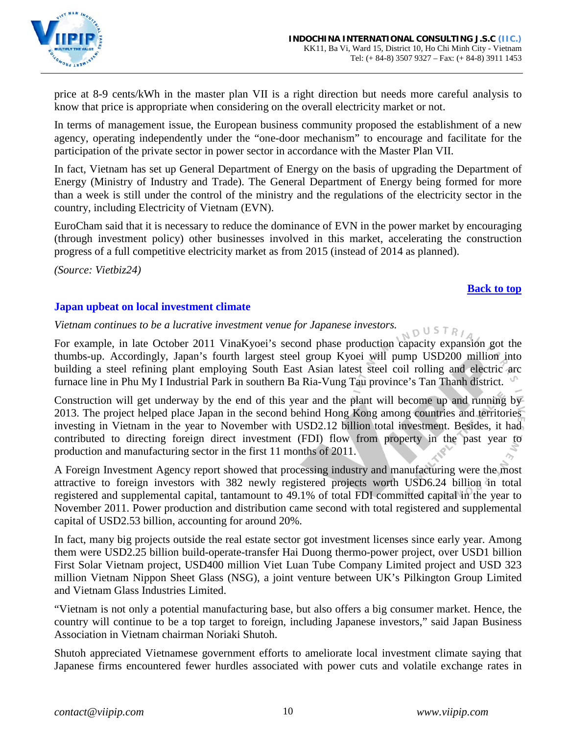price at 8-9 cents/kWh in the master plan VII is a right direction but needs more careful analysis to know that price is appropriate when considering on the overall electricity market or not.

In terms of management issue, the European business community proposed the establishment of a new agency, operating independently under the "one-door mechanism" to encourage and facilitate for the participation of the private sector in power sector in accordance with the Master Plan VII.

In fact, Vietnam has set up General Department of Energy on the basis of upgrading the Department of Energy (Ministry of Industry and Trade). The General Department of Energy being formed for more than a week is still under the control of the ministry and the regulations of the electricity sector in the country, including Electricity of Vietnam (EVN).

EuroCham said that it is necessary to reduce the dominance of EVN in the power market by encouraging (through investment policy) other businesses involved in this market, accelerating the construction progress of a full competitive electricity market as from 2015 (instead of 2014 as planned).

*(Source: Vietbiz24)*

**Back to top**

## Japan upbeat on local investment climate

*Vietnam continues to be a lucrative investment venue for Japanese investors.*

For example, in late October 2011 VinaKyoei's second phase production capacity expansion got the thumbs-up. Accordingly, Japan's fourth largest steel group Kyoei will pump USD200 million into building a steel refining plant employing South East Asian latest steel coil rolling and electric arc furnace line in Phu My I Industrial Park in southern Ba Ria-Vung Tau province's Tan Thanh district.

Construction will get underway by the end of this year and the plant will become up and running by 2013. The project helped place Japan in the second behind Hong Kong among countries and territories investing in Vietnam in the year to November with USD2.12 billion total investment. Besides, it had contributed to directing foreign direct investment (FDI) flow from property in the past year to production and manufacturing sector in the first 11 months of 2011.

A Foreign Investment Agency report showed that processing industry and manufacturing were the most attractive to foreign investors with 382 newly registered projects worth USD6.24 billion in total registered and supplemental capital, tantamount to 49.1% of total FDI committed capital in the year to November 2011. Power production and distribution came second with total registered and supplemental capital of USD2.53 billion, accounting for around 20%.

In fact, many big projects outside the real estate sector got investment licenses since early year. Among them were USD2.25 billion build-operate-transfer Hai Duong thermo-power project, over USD1 billion First Solar Vietnam project, USD400 million Viet Luan Tube Company Limited project and USD 323 million Vietnam Nippon Sheet Glass (NSG), a joint venture between UK's Pilkington Group Limited and Vietnam Glass Industries Limited.

"Vietnam is not only a potential manufacturing base, but also offers a big consumer market. Hence, the country will continue to be a top target to foreign, including Japanese investors," said Japan Business Association in Vietnam chairman Noriaki Shutoh.

Shutoh appreciated Vietnamese government efforts to ameliorate local investment climate saying that Japanese firms encountered fewer hurdles associated with power cuts and volatile exchange rates in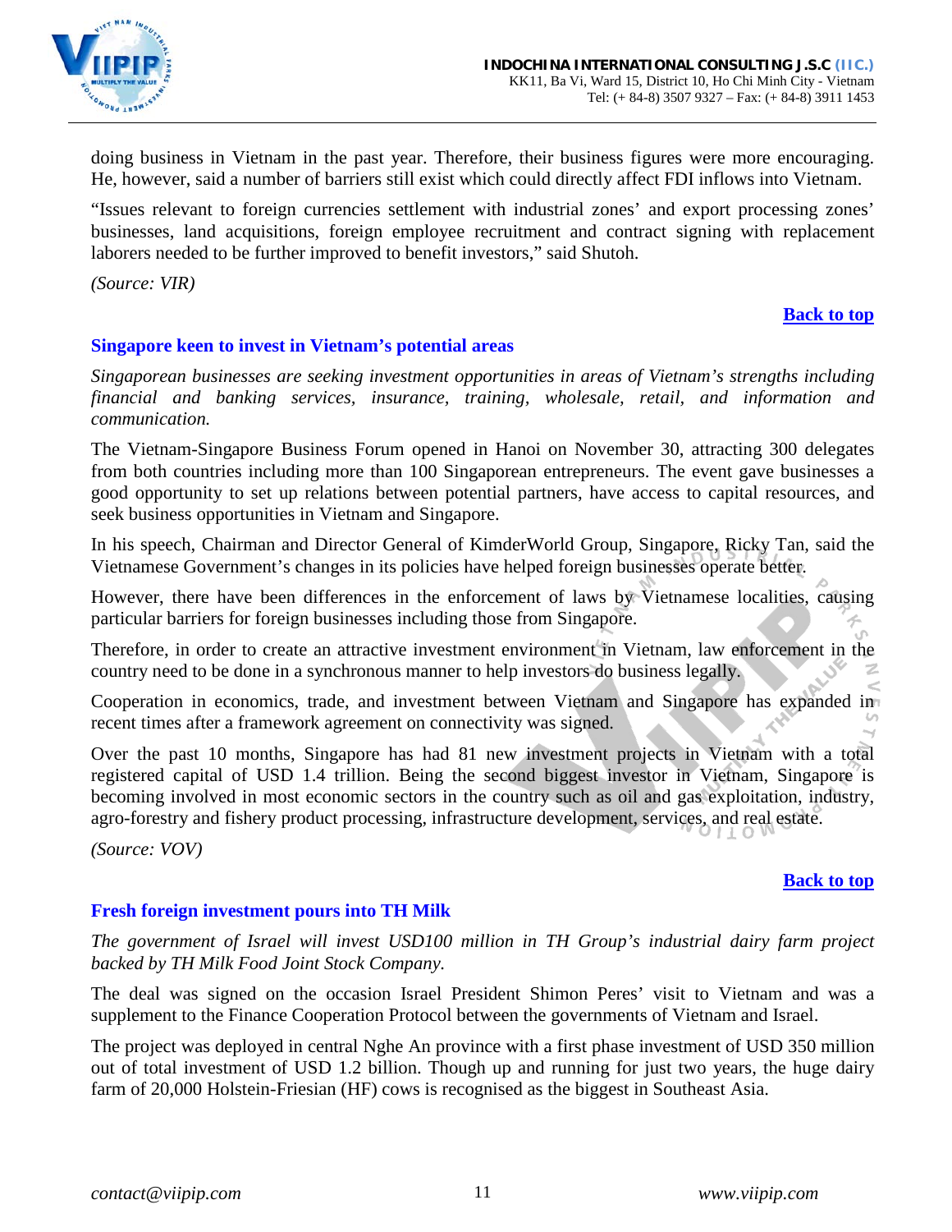doing business in Vietnam in the past year. Therefore, their business figures were more encouraging. He, however, said a number of barriers still exist which could directly affect FDI inflows into Vietnam.

"Issues relevant to foreign currencies settlement with industrial zones' and export processing zones' businesses, land acquisitions, foreign employee recruitment and contract signing with replacement laborers needed to be further improved to benefit investors," said Shutoh.

*(Source: VIR)*

**Back to top**

### Singapore keen to invest in Vietnam's potential areas

*Singaporean businesses are seeking investment opportunities in areas of Vietnam's strengths including financial and banking services, insurance, training, wholesale, retail, and information and communication.*

The Vietnam-Singapore Business Forum opened in Hanoi on November 30, attracting 300 delegates from both countries including more than 100 Singaporean entrepreneurs. The event gave businesses a good opportunity to set up relations between potential partners, have access to capital resources, and seek business opportunities in Vietnam and Singapore.

In his speech, Chairman and Director General of KimderWorld Group, Singapore, Ricky Tan, said the Vietnamese Government's changes in its policies have helped foreign businesses operate better.

However, there have been differences in the enforcement of laws by Vietnamese localities, causing particular barriers for foreign businesses including those from Singapore.

Therefore, in order to create an attractive investment environment in Vietnam, law enforcement in the country need to be done in a synchronous manner to help investors do business legally.

Cooperation in economics, trade, and investment between Vietnam and Singapore has expanded in recent times after a framework agreement on connectivity was signed.

Over the past 10 months, Singapore has had 81 new investment projects in Vietnam with a total registered capital of USD 1.4 trillion. Being the second biggest investor in Vietnam, Singapore is becoming involved in most economic sectors in the country such as oil and gas exploitation, industry, agro-forestry and fishery product processing, infrastructure development, services, and real estate.

*(Source: VOV)*

**Back to top**

### Fresh foreign investment pours into TH Milk

*The government of Israel will invest USD100 million in TH Group's industrial dairy farm project backed by TH Milk Food Joint Stock Company.*

The deal was signed on the occasion Israel President Shimon Peres' visit to Vietnam and was a supplement to the Finance Cooperation Protocol between the governments of Vietnam and Israel.

The project was deployed in central Nghe An province with a first phase investment of USD 350 million out of total investment of USD 1.2 billion. Though up and running for just two years, the huge dairy farm of 20,000 Holstein-Friesian (HF) cows is recognised as the biggest in Southeast Asia.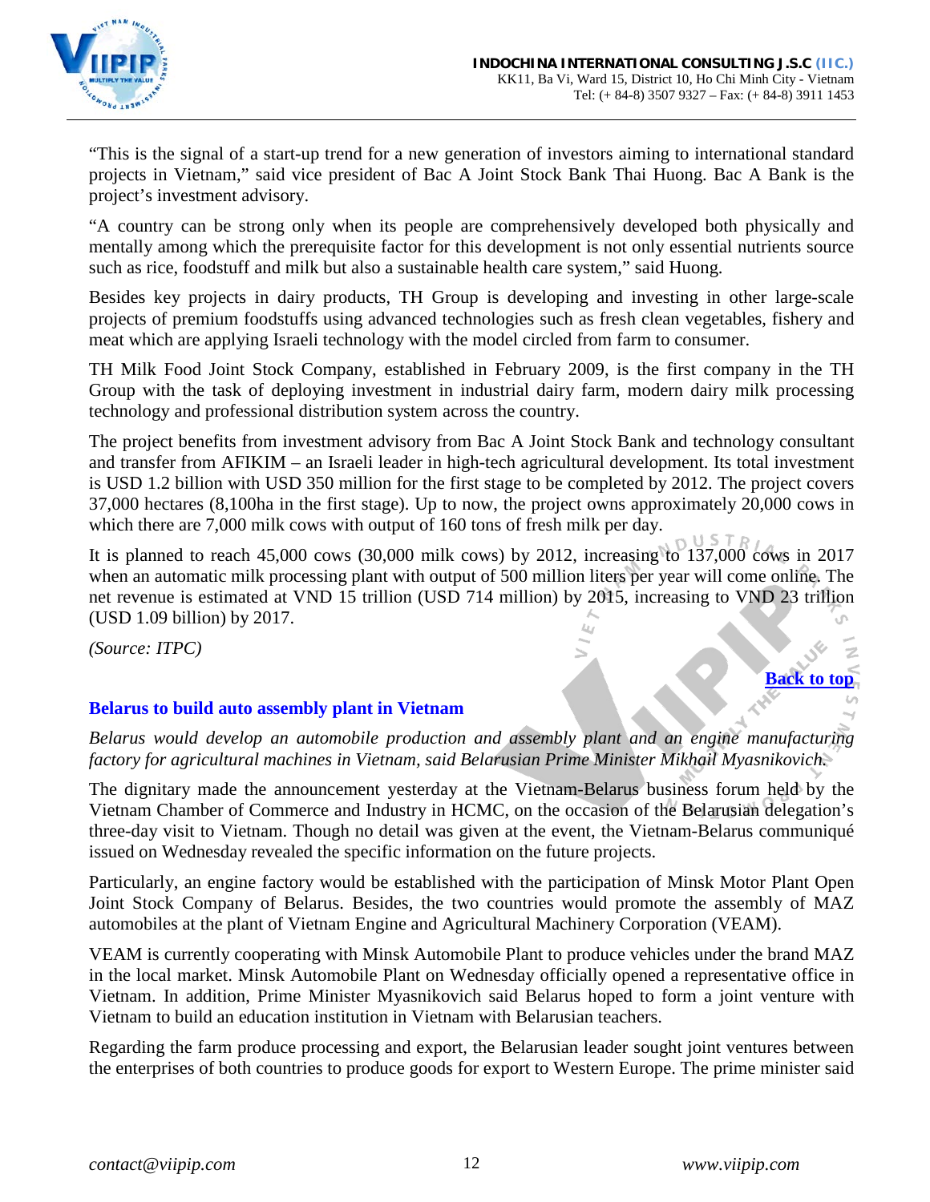"This is the signal of a start-up trend for a new generation of investors aiming to international standard projects in Vietnam," said vice president of Bac A Joint Stock Bank Thai Huong. Bac A Bank is the project's investment advisory.

"A country can be strong only when its people are comprehensively developed both physically and mentally among which the prerequisite factor for this development is not only essential nutrients source such as rice, foodstuff and milk but also a sustainable health care system," said Huong.

Besides key projects in dairy products, TH Group is developing and investing in other large-scale projects of premium foodstuffs using advanced technologies such as fresh clean vegetables, fishery and meat which are applying Israeli technology with the model circled from farm to consumer.

TH Milk Food Joint Stock Company, established in February 2009, is the first company in the TH Group with the task of deploying investment in industrial dairy farm, modern dairy milk processing technology and professional distribution system across the country.

The project benefits from investment advisory from Bac A Joint Stock Bank and technology consultant and transfer from AFIKIM – an Israeli leader in high-tech agricultural development. Its total investment is USD 1.2 billion with USD 350 million for the first stage to be completed by 2012. The project covers 37,000 hectares (8,100ha in the first stage). Up to now, the project owns approximately 20,000 cows in which there are 7,000 milk cows with output of 160 tons of fresh milk per day.

It is planned to reach 45,000 cows (30,000 milk cows) by 2012, increasing to 137,000 cows in 2017 when an automatic milk processing plant with output of 500 million liters per year will come online. The net revenue is estimated at VND 15 trillion (USD 714 million) by 2015, increasing to VND 23 trillion (USD 1.09 billion) by 2017.

*(Source: ITPC)*

**Back to top**

### Belarus to build auto assembly plant in Vietnam

*Belarus would develop an automobile production and assembly plant and an engine manufacturing factory for agricultural machines in Vietnam, said Belarusian Prime Minister Mikhail Myasnikovich.*

The dignitary made the announcement yesterday at the Vietnam-Belarus business forum held by the Vietnam Chamber of Commerce and Industry in HCMC, on the occasion of the Belarusian delegation's three-day visit to Vietnam. Though no detail was given at the event, the Vietnam-Belarus communiqué issued on Wednesday revealed the specific information on the future projects.

Particularly, an engine factory would be established with the participation of Minsk Motor Plant Open Joint Stock Company of Belarus. Besides, the two countries would promote the assembly of MAZ automobiles at the plant of Vietnam Engine and Agricultural Machinery Corporation (VEAM).

VEAM is currently cooperating with Minsk Automobile Plant to produce vehicles under the brand MAZ in the local market. Minsk Automobile Plant on Wednesday officially opened a representative office in Vietnam. In addition, Prime Minister Myasnikovich said Belarus hoped to form a joint venture with Vietnam to build an education institution in Vietnam with Belarusian teachers.

Regarding the farm produce processing and export, the Belarusian leader sought joint ventures between the enterprises of both countries to produce goods for export to Western Europe. The prime minister said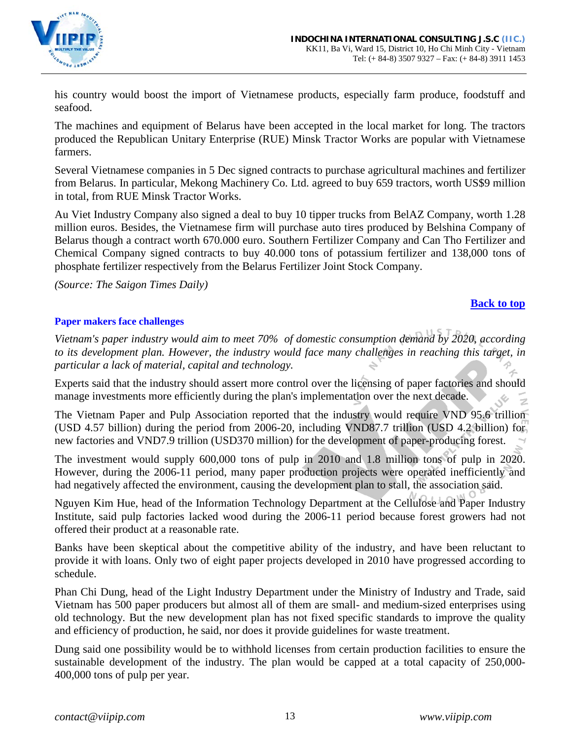his country would boost the import of Vietnamese products, especially farm produce, foodstuff and seafood.

The machines and equipment of Belarus have been accepted in the local market for long. The tractors produced the Republican Unitary Enterprise (RUE) Minsk Tractor Works are popular with Vietnamese farmers.

Several Vietnamese companies in 5 Dec signed contracts to purchase agricultural machines and fertilizer from Belarus. In particular, Mekong Machinery Co. Ltd. agreed to buy 659 tractors, worth US$9 million in total, from RUE Minsk Tractor Works.

Au Viet Industry Company also signed a deal to buy 10 tipper trucks from BelAZ Company, worth 1.28 million euros. Besides, the Vietnamese firm will purchase auto tires produced by Belshina Company of Belarus though a contract worth 670.000 euro. Southern Fertilizer Company and Can Tho Fertilizer and Chemical Company signed contracts to buy 40.000 tons of potassium fertilizer and 138,000 tons of phosphate fertilizer respectively from the Belarus Fertilizer Joint Stock Company.

*(Source: The Saigon Times Daily)*

**Back to top**

### Paper makers face challenges

*Vietnam's paper industry would aim to meet 70% of domestic consumption demand by 2020, according to its development plan. However, the industry would face many challenges in reaching this target, in particular a lack of material, capital and technology.*

Experts said that the industry should assert more control over the licensing of paper factories and should manage investments more efficiently during the plan's implementation over the next decade.

The Vietnam Paper and Pulp Association reported that the industry would require VND 95.6 trillion (USD 4.57 billion) during the period from 2006-20, including VND87.7 trillion (USD 4.2 billion) for new factories and VND7.9 trillion (USD370 million) for the development of paper-producing forest.

The investment would supply 600,000 tons of pulp in 2010 and 1.8 million tons of pulp in 2020. However, during the 2006-11 period, many paper production projects were operated inefficiently and had negatively affected the environment, causing the development plan to stall, the association said.

Nguyen Kim Hue, head of the Information Technology Department at the Cellulose and Paper Industry Institute, said pulp factories lacked wood during the 2006-11 period because forest growers had not offered their product at a reasonable rate.

Banks have been skeptical about the competitive ability of the industry, and have been reluctant to provide it with loans. Only two of eight paper projects developed in 2010 have progressed according to schedule.

Phan Chi Dung, head of the Light Industry Department under the Ministry of Industry and Trade, said Vietnam has 500 paper producers but almost all of them are small- and medium-sized enterprises using old technology. But the new development plan has not fixed specific standards to improve the quality and efficiency of production, he said, nor does it provide guidelines for waste treatment.

Dung said one possibility would be to withhold licenses from certain production facilities to ensure the sustainable development of the industry. The plan would be capped at a total capacity of 250,000-400,000 tons of pulp per year.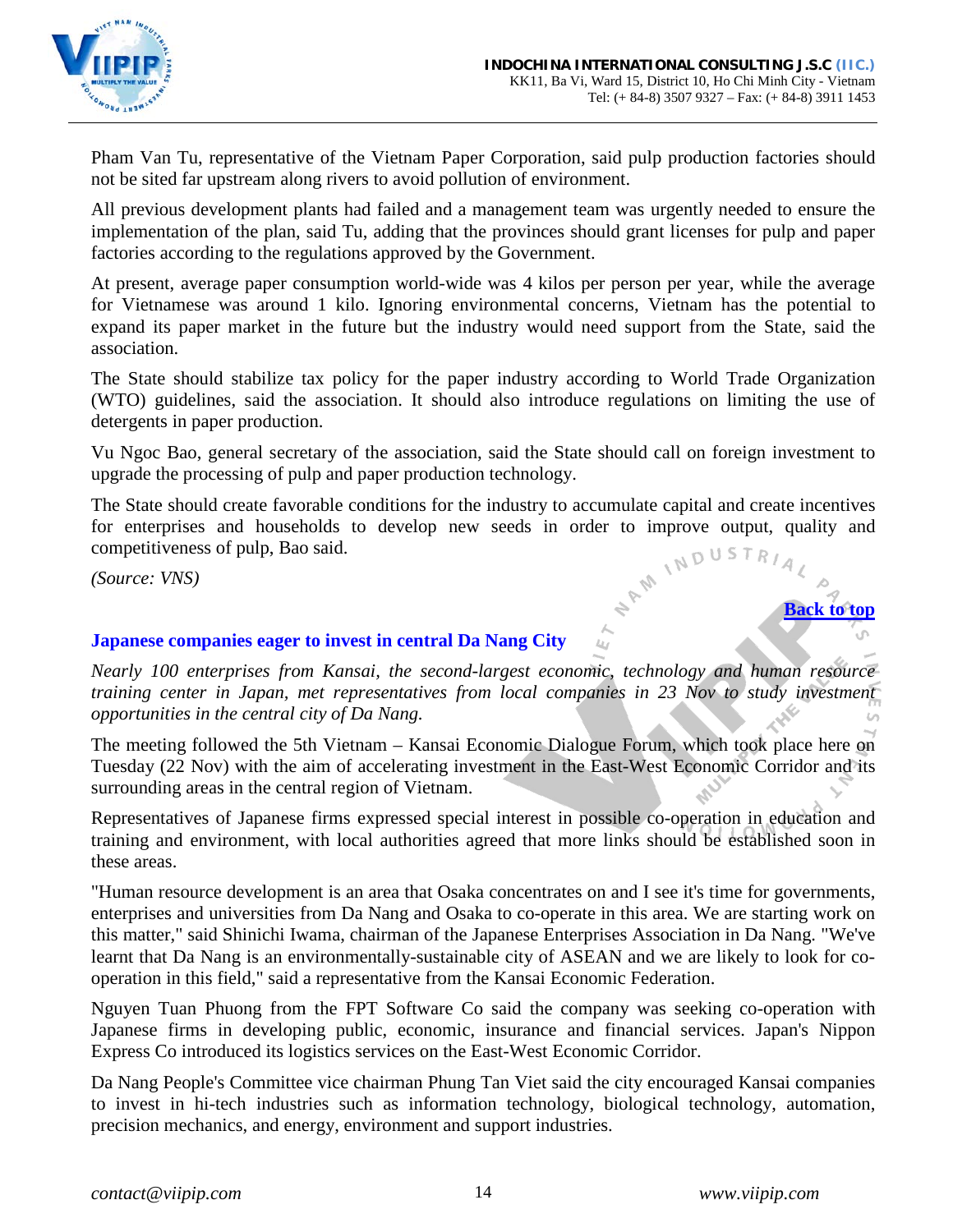Pham Van Tu, representative of the Vietnam Paper Corporation, said pulp production factories should not be sited far upstream along rivers to avoid pollution of environment.

All previous development plants had failed and a management team was urgently needed to ensure the implementation of the plan, said Tu, adding that the provinces should grant licenses for pulp and paper factories according to the regulations approved by the Government.

At present, average paper consumption world-wide was 4 kilos per person per year, while the average for Vietnamese was around 1 kilo. Ignoring environmental concerns, Vietnam has the potential to expand its paper market in the future but the industry would need support from the State, said the association.

The State should stabilize tax policy for the paper industry according to World Trade Organization (WTO) guidelines, said the association. It should also introduce regulations on limiting the use of detergents in paper production.

Vu Ngoc Bao, general secretary of the association, said the State should call on foreign investment to upgrade the processing of pulp and paper production technology.

The State should create favorable conditions for the industry to accumulate capital and create incentives for enterprises and households to develop new seeds in order to improve output, quality and competitiveness of pulp, Bao said.

*(Source: VNS)*

**Back to top**

## Japanese companies eager to invest in central Da Nang City

*Nearly 100 enterprises from Kansai, the second-largest economic, technology and human resource training center in Japan, met representatives from local companies in 23 Nov to study investment opportunities in the central city of Da Nang.*

The meeting followed the 5th Vietnam – Kansai Economic Dialogue Forum, which took place here on Tuesday (22 Nov) with the aim of accelerating investment in the East-West Economic Corridor and its surrounding areas in the central region of Vietnam.

Representatives of Japanese firms expressed special interest in possible co-operation in education and training and environment, with local authorities agreed that more links should be established soon in these areas.

"Human resource development is an area that Osaka concentrates on and I see it's time for governments, enterprises and universities from Da Nang and Osaka to co-operate in this area. We are starting work on this matter," said Shinichi Iwama, chairman of the Japanese Enterprises Association in Da Nang. "We've learnt that Da Nang is an environmentally-sustainable city of ASEAN and we are likely to look for co-operation in this field," said a representative from the Kansai Economic Federation.

Nguyen Tuan Phuong from the FPT Software Co said the company was seeking co-operation with Japanese firms in developing public, economic, insurance and financial services. Japan's Nippon Express Co introduced its logistics services on the East-West Economic Corridor.

Da Nang People's Committee vice chairman Phung Tan Viet said the city encouraged Kansai companies to invest in hi-tech industries such as information technology, biological technology, automation, precision mechanics, and energy, environment and support industries.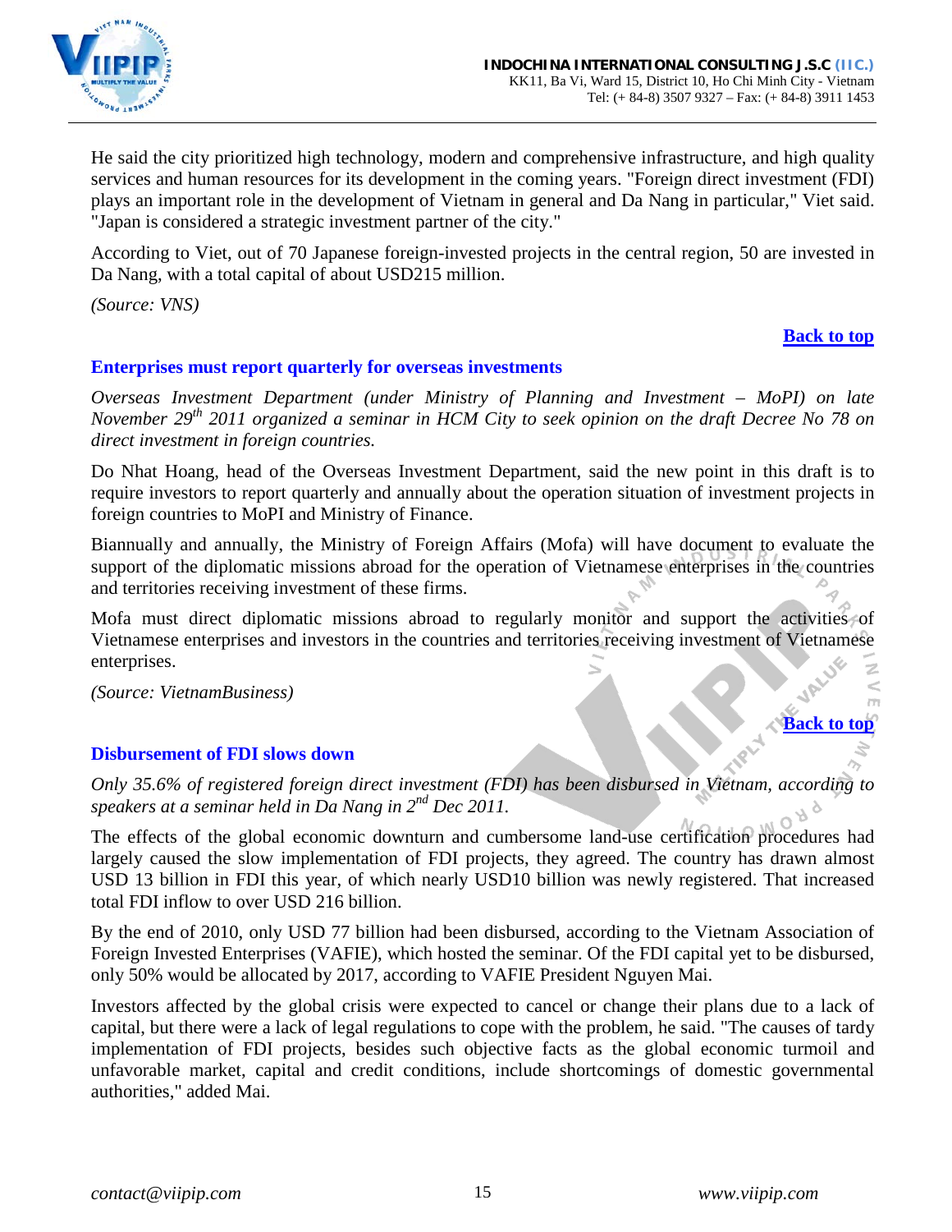He said the city prioritized high technology, modern and comprehensive infrastructure, and high quality services and human resources for its development in the coming years. "Foreign direct investment (FDI) plays an important role in the development of Vietnam in general and Da Nang in particular," Viet said. "Japan is considered a strategic investment partner of the city."

According to Viet, out of 70 Japanese foreign-invested projects in the central region, 50 are invested in Da Nang, with a total capital of about USD215 million.

*(Source: VNS)*

**Back to top**

## Enterprises must report quarterly for overseas investments

*Overseas Investment Department (under Ministry of Planning and Investment – MoPI) on late November 29th 2011 organized a seminar in HCM City to seek opinion on the draft Decree No 78 on direct investment in foreign countries.*

Do Nhat Hoang, head of the Overseas Investment Department, said the new point in this draft is to require investors to report quarterly and annually about the operation situation of investment projects in foreign countries to MoPI and Ministry of Finance.

Biannually and annually, the Ministry of Foreign Affairs (Mofa) will have document to evaluate the support of the diplomatic missions abroad for the operation of Vietnamese enterprises in the countries and territories receiving investment of these firms.

Mofa must direct diplomatic missions abroad to regularly monitor and support the activities of Vietnamese enterprises and investors in the countries and territories receiving investment of Vietnamese enterprises.

*(Source: VietnamBusiness)*

**Back to top**

## Disbursement of FDI slows down

*Only 35.6% of registered foreign direct investment (FDI) has been disbursed in Vietnam, according to speakers at a seminar held in Da Nang in 2nd Dec 2011.*

The effects of the global economic downturn and cumbersome land-use certification procedures had largely caused the slow implementation of FDI projects, they agreed. The country has drawn almost USD 13 billion in FDI this year, of which nearly USD10 billion was newly registered. That increased total FDI inflow to over USD 216 billion.

By the end of 2010, only USD 77 billion had been disbursed, according to the Vietnam Association of Foreign Invested Enterprises (VAFIE), which hosted the seminar. Of the FDI capital yet to be disbursed, only 50% would be allocated by 2017, according to VAFIE President Nguyen Mai.

Investors affected by the global crisis were expected to cancel or change their plans due to a lack of capital, but there were a lack of legal regulations to cope with the problem, he said. "The causes of tardy implementation of FDI projects, besides such objective facts as the global economic turmoil and unfavorable market, capital and credit conditions, include shortcomings of domestic governmental authorities," added Mai.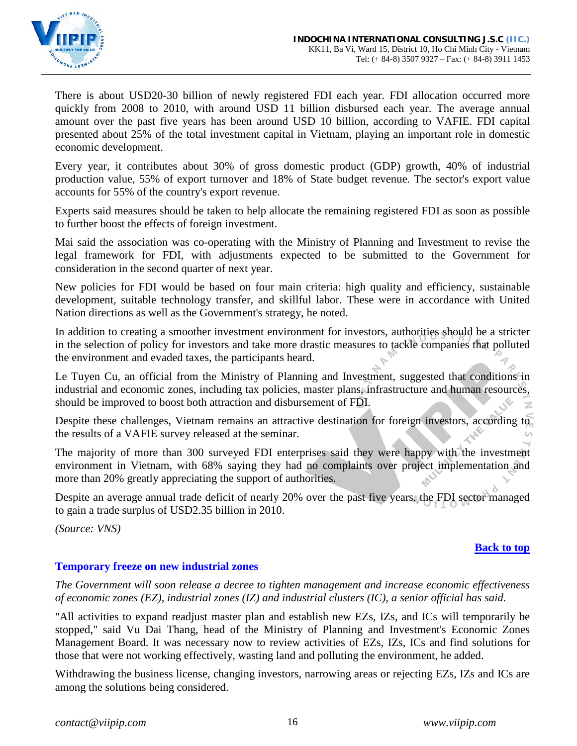There is about USD20-30 billion of newly registered FDI each year. FDI allocation occurred more quickly from 2008 to 2010, with around USD 11 billion disbursed each year. The average annual amount over the past five years has been around USD 10 billion, according to VAFIE. FDI capital presented about 25% of the total investment capital in Vietnam, playing an important role in domestic economic development.

Every year, it contributes about 30% of gross domestic product (GDP) growth, 40% of industrial production value, 55% of export turnover and 18% of State budget revenue. The sector's export value accounts for 55% of the country's export revenue.

Experts said measures should be taken to help allocate the remaining registered FDI as soon as possible to further boost the effects of foreign investment.

Mai said the association was co-operating with the Ministry of Planning and Investment to revise the legal framework for FDI, with adjustments expected to be submitted to the Government for consideration in the second quarter of next year.

New policies for FDI would be based on four main criteria: high quality and efficiency, sustainable development, suitable technology transfer, and skillful labor. These were in accordance with United Nation directions as well as the Government's strategy, he noted.

In addition to creating a smoother investment environment for investors, authorities should be a stricter in the selection of policy for investors and take more drastic measures to tackle companies that polluted the environment and evaded taxes, the participants heard.

Le Tuyen Cu, an official from the Ministry of Planning and Investment, suggested that conditions in industrial and economic zones, including tax policies, master plans, infrastructure and human resources, should be improved to boost both attraction and disbursement of FDI.

Despite these challenges, Vietnam remains an attractive destination for foreign investors, according to the results of a VAFIE survey released at the seminar.

The majority of more than 300 surveyed FDI enterprises said they were happy with the investment environment in Vietnam, with 68% saying they had no complaints over project implementation and more than 20% greatly appreciating the support of authorities.

Despite an average annual trade deficit of nearly 20% over the past five years, the FDI sector managed to gain a trade surplus of USD2.35 billion in 2010.

*(Source: VNS)*

**Back to top**

### Temporary freeze on new industrial zones

*The Government will soon release a decree to tighten management and increase economic effectiveness of economic zones (EZ), industrial zones (IZ) and industrial clusters (IC), a senior official has said.*

"All activities to expand readjust master plan and establish new EZs, IZs, and ICs will temporarily be stopped," said Vu Dai Thang, head of the Ministry of Planning and Investment's Economic Zones Management Board. It was necessary now to review activities of EZs, IZs, ICs and find solutions for those that were not working effectively, wasting land and polluting the environment, he added.

Withdrawing the business license, changing investors, narrowing areas or rejecting EZs, IZs and ICs are among the solutions being considered.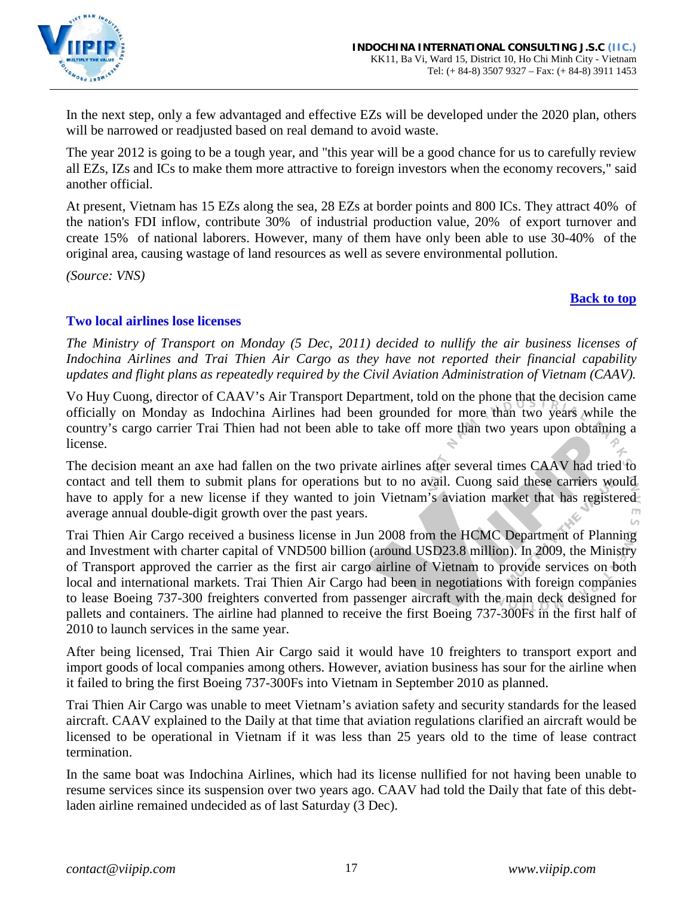In the next step, only a few advantaged and effective EZs will be developed under the 2020 plan, others will be narrowed or readjusted based on real demand to avoid waste.

The year 2012 is going to be a tough year, and "this year will be a good chance for us to carefully review all EZs, IZs and ICs to make them more attractive to foreign investors when the economy recovers," said another official.

At present, Vietnam has 15 EZs along the sea, 28 EZs at border points and 800 ICs. They attract 40% of the nation's FDI inflow, contribute 30% of industrial production value, 20% of export turnover and create 15% of national laborers. However, many of them have only been able to use 30-40% of the original area, causing wastage of land resources as well as severe environmental pollution.

*(Source: VNS)*

**Back to top**

### Two local airlines lose licenses

*The Ministry of Transport on Monday (5 Dec, 2011) decided to nullify the air business licenses of Indochina Airlines and Trai Thien Air Cargo as they have not reported their financial capability updates and flight plans as repeatedly required by the Civil Aviation Administration of Vietnam (CAAV).*

Vo Huy Cuong, director of CAAV's Air Transport Department, told on the phone that the decision came officially on Monday as Indochina Airlines had been grounded for more than two years while the country's cargo carrier Trai Thien had not been able to take off more than two years upon obtaining a license.

The decision meant an axe had fallen on the two private airlines after several times CAAV had tried to contact and tell them to submit plans for operations but to no avail. Cuong said these carriers would have to apply for a new license if they wanted to join Vietnam's aviation market that has registered average annual double-digit growth over the past years.

Trai Thien Air Cargo received a business license in Jun 2008 from the HCMC Department of Planning and Investment with charter capital of VND500 billion (around USD23.8 million). In 2009, the Ministry of Transport approved the carrier as the first air cargo airline of Vietnam to provide services on both local and international markets. Trai Thien Air Cargo had been in negotiations with foreign companies to lease Boeing 737-300 freighters converted from passenger aircraft with the main deck designed for pallets and containers. The airline had planned to receive the first Boeing 737-300Fs in the first half of 2010 to launch services in the same year.

After being licensed, Trai Thien Air Cargo said it would have 10 freighters to transport export and import goods of local companies among others. However, aviation business has sour for the airline when it failed to bring the first Boeing 737-300Fs into Vietnam in September 2010 as planned.

Trai Thien Air Cargo was unable to meet Vietnam's aviation safety and security standards for the leased aircraft. CAAV explained to the Daily at that time that aviation regulations clarified an aircraft would be licensed to be operational in Vietnam if it was less than 25 years old to the time of lease contract termination.

In the same boat was Indochina Airlines, which had its license nullified for not having been unable to resume services since its suspension over two years ago. CAAV had told the Daily that fate of this debt-laden airline remained undecided as of last Saturday (3 Dec).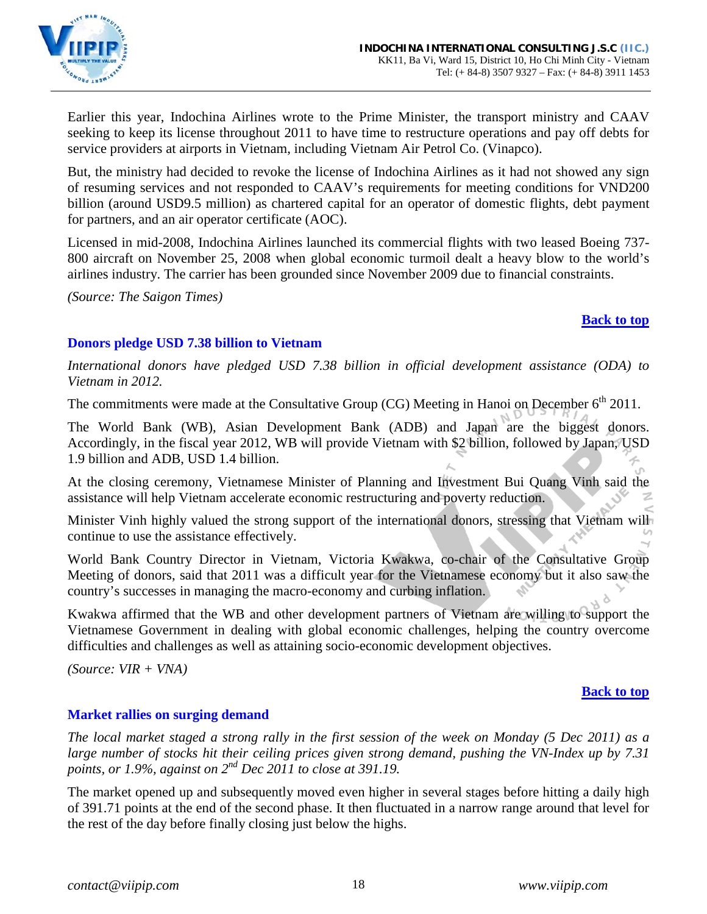Earlier this year, Indochina Airlines wrote to the Prime Minister, the transport ministry and CAAV seeking to keep its license throughout 2011 to have time to restructure operations and pay off debts for service providers at airports in Vietnam, including Vietnam Air Petrol Co. (Vinapco).

But, the ministry had decided to revoke the license of Indochina Airlines as it had not showed any sign of resuming services and not responded to CAAV's requirements for meeting conditions for VND200 billion (around USD9.5 million) as chartered capital for an operator of domestic flights, debt payment for partners, and an air operator certificate (AOC).

Licensed in mid-2008, Indochina Airlines launched its commercial flights with two leased Boeing 737-800 aircraft on November 25, 2008 when global economic turmoil dealt a heavy blow to the world's airlines industry. The carrier has been grounded since November 2009 due to financial constraints.

*(Source: The Saigon Times)*

**Back to top**

### Donors pledge USD 7.38 billion to Vietnam

*International donors have pledged USD 7.38 billion in official development assistance (ODA) to Vietnam in 2012.*

The commitments were made at the Consultative Group (CG) Meeting in Hanoi on December 6th 2011.

The World Bank (WB), Asian Development Bank (ADB) and Japan are the biggest donors. Accordingly, in the fiscal year 2012, WB will provide Vietnam with $2 billion, followed by Japan, USD 1.9 billion and ADB, USD 1.4 billion.

At the closing ceremony, Vietnamese Minister of Planning and Investment Bui Quang Vinh said the assistance will help Vietnam accelerate economic restructuring and poverty reduction.

Minister Vinh highly valued the strong support of the international donors, stressing that Vietnam will continue to use the assistance effectively.

World Bank Country Director in Vietnam, Victoria Kwakwa, co-chair of the Consultative Group Meeting of donors, said that 2011 was a difficult year for the Vietnamese economy but it also saw the country's successes in managing the macro-economy and curbing inflation.

Kwakwa affirmed that the WB and other development partners of Vietnam are willing to support the Vietnamese Government in dealing with global economic challenges, helping the country overcome difficulties and challenges as well as attaining socio-economic development objectives.

*(Source: VIR + VNA)*

**Back to top**

### Market rallies on surging demand

*The local market staged a strong rally in the first session of the week on Monday (5 Dec 2011) as a large number of stocks hit their ceiling prices given strong demand, pushing the VN-Index up by 7.31 points, or 1.9%, against on 2nd Dec 2011 to close at 391.19.*

The market opened up and subsequently moved even higher in several stages before hitting a daily high of 391.71 points at the end of the second phase. It then fluctuated in a narrow range around that level for the rest of the day before finally closing just below the highs.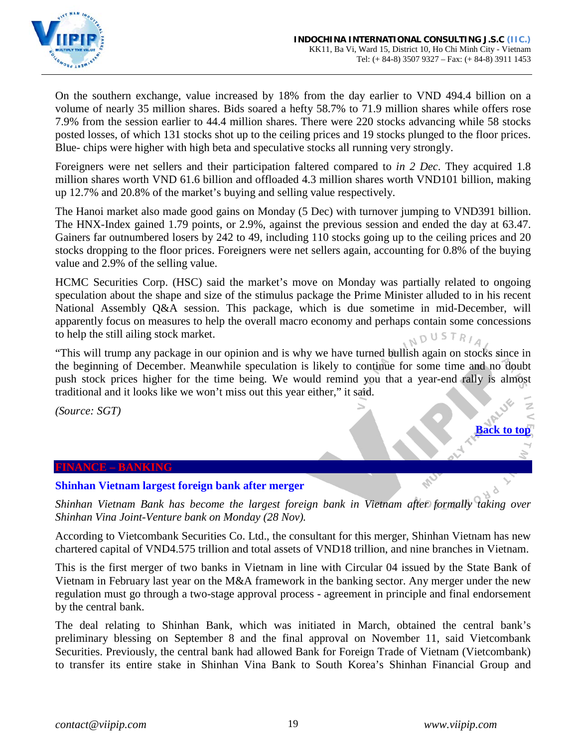On the southern exchange, value increased by 18% from the day earlier to VND 494.4 billion on a volume of nearly 35 million shares. Bids soared a hefty 58.7% to 71.9 million shares while offers rose 7.9% from the session earlier to 44.4 million shares. There were 220 stocks advancing while 58 stocks posted losses, of which 131 stocks shot up to the ceiling prices and 19 stocks plunged to the floor prices. Blue- chips were higher with high beta and speculative stocks all running very strongly.

Foreigners were net sellers and their participation faltered compared to *in 2 Dec*. They acquired 1.8 million shares worth VND 61.6 billion and offloaded 4.3 million shares worth VND101 billion, making up 12.7% and 20.8% of the market's buying and selling value respectively.

The Hanoi market also made good gains on Monday (5 Dec) with turnover jumping to VND391 billion. The HNX-Index gained 1.79 points, or 2.9%, against the previous session and ended the day at 63.47. Gainers far outnumbered losers by 242 to 49, including 110 stocks going up to the ceiling prices and 20 stocks dropping to the floor prices. Foreigners were net sellers again, accounting for 0.8% of the buying value and 2.9% of the selling value.

HCMC Securities Corp. (HSC) said the market's move on Monday was partially related to ongoing speculation about the shape and size of the stimulus package the Prime Minister alluded to in his recent National Assembly Q&A session. This package, which is due sometime in mid-December, will apparently focus on measures to help the overall macro economy and perhaps contain some concessions to help the still ailing stock market.

"This will trump any package in our opinion and is why we have turned bullish again on stocks since in the beginning of December. Meanwhile speculation is likely to continue for some time and no doubt push stock prices higher for the time being. We would remind you that a year-end rally is almost traditional and it looks like we won't miss out this year either," it said.

*(Source: SGT)*

**Back to top**

## FINANCE – BANKING

### Shinhan Vietnam largest foreign bank after merger

*Shinhan Vietnam Bank has become the largest foreign bank in Vietnam after formally taking over Shinhan Vina Joint-Venture bank on Monday (28 Nov).*

According to Vietcombank Securities Co. Ltd., the consultant for this merger, Shinhan Vietnam has new chartered capital of VND4.575 trillion and total assets of VND18 trillion, and nine branches in Vietnam.

This is the first merger of two banks in Vietnam in line with Circular 04 issued by the State Bank of Vietnam in February last year on the M&A framework in the banking sector. Any merger under the new regulation must go through a two-stage approval process - agreement in principle and final endorsement by the central bank.

The deal relating to Shinhan Bank, which was initiated in March, obtained the central bank's preliminary blessing on September 8 and the final approval on November 11, said Vietcombank Securities. Previously, the central bank had allowed Bank for Foreign Trade of Vietnam (Vietcombank) to transfer its entire stake in Shinhan Vina Bank to South Korea's Shinhan Financial Group and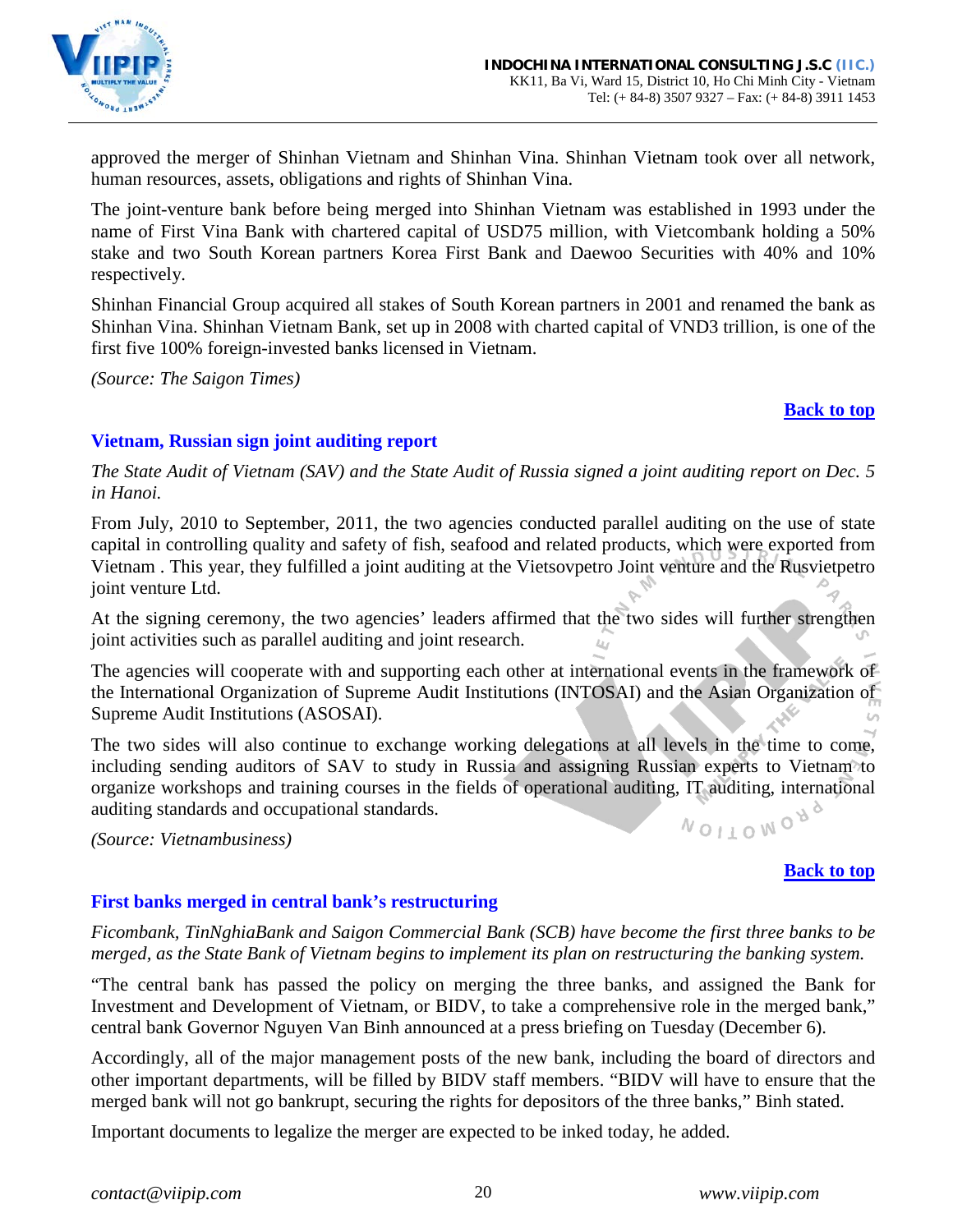approved the merger of Shinhan Vietnam and Shinhan Vina. Shinhan Vietnam took over all network, human resources, assets, obligations and rights of Shinhan Vina.

The joint-venture bank before being merged into Shinhan Vietnam was established in 1993 under the name of First Vina Bank with chartered capital of USD75 million, with Vietcombank holding a 50% stake and two South Korean partners Korea First Bank and Daewoo Securities with 40% and 10% respectively.

Shinhan Financial Group acquired all stakes of South Korean partners in 2001 and renamed the bank as Shinhan Vina. Shinhan Vietnam Bank, set up in 2008 with charted capital of VND3 trillion, is one of the first five 100% foreign-invested banks licensed in Vietnam.

*(Source: The Saigon Times)*

**Back to top**

## Vietnam, Russian sign joint auditing report

*The State Audit of Vietnam (SAV) and the State Audit of Russia signed a joint auditing report on Dec. 5 in Hanoi.*

From July, 2010 to September, 2011, the two agencies conducted parallel auditing on the use of state capital in controlling quality and safety of fish, seafood and related products, which were exported from Vietnam . This year, they fulfilled a joint auditing at the Vietsovpetro Joint venture and the Rusvietpetro joint venture Ltd.

At the signing ceremony, the two agencies' leaders affirmed that the two sides will further strengthen joint activities such as parallel auditing and joint research.

The agencies will cooperate with and supporting each other at international events in the framework of the International Organization of Supreme Audit Institutions (INTOSAI) and the Asian Organization of Supreme Audit Institutions (ASOSAI).

The two sides will also continue to exchange working delegations at all levels in the time to come, including sending auditors of SAV to study in Russia and assigning Russian experts to Vietnam to organize workshops and training courses in the fields of operational auditing, IT auditing, international auditing standards and occupational standards.

*(Source: Vietnambusiness)*

**Back to top**

## First banks merged in central bank's restructuring

*Ficombank, TinNghiaBank and Saigon Commercial Bank (SCB) have become the first three banks to be merged, as the State Bank of Vietnam begins to implement its plan on restructuring the banking system.*

"The central bank has passed the policy on merging the three banks, and assigned the Bank for Investment and Development of Vietnam, or BIDV, to take a comprehensive role in the merged bank," central bank Governor Nguyen Van Binh announced at a press briefing on Tuesday (December 6).

Accordingly, all of the major management posts of the new bank, including the board of directors and other important departments, will be filled by BIDV staff members. "BIDV will have to ensure that the merged bank will not go bankrupt, securing the rights for depositors of the three banks," Binh stated.

Important documents to legalize the merger are expected to be inked today, he added.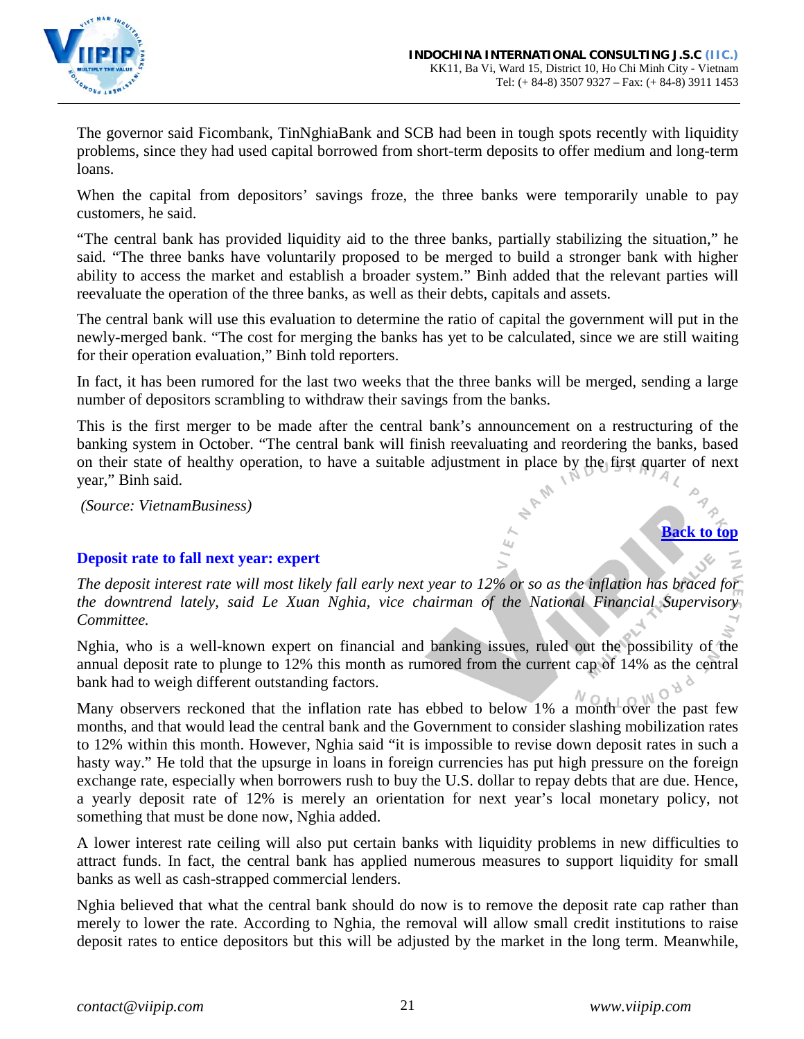The governor said Ficombank, TinNghiaBank and SCB had been in tough spots recently with liquidity problems, since they had used capital borrowed from short-term deposits to offer medium and long-term loans.

When the capital from depositors' savings froze, the three banks were temporarily unable to pay customers, he said.

"The central bank has provided liquidity aid to the three banks, partially stabilizing the situation," he said. "The three banks have voluntarily proposed to be merged to build a stronger bank with higher ability to access the market and establish a broader system." Binh added that the relevant parties will reevaluate the operation of the three banks, as well as their debts, capitals and assets.

The central bank will use this evaluation to determine the ratio of capital the government will put in the newly-merged bank. "The cost for merging the banks has yet to be calculated, since we are still waiting for their operation evaluation," Binh told reporters.

In fact, it has been rumored for the last two weeks that the three banks will be merged, sending a large number of depositors scrambling to withdraw their savings from the banks.

This is the first merger to be made after the central bank's announcement on a restructuring of the banking system in October. "The central bank will finish reevaluating and reordering the banks, based on their state of healthy operation, to have a suitable adjustment in place by the first quarter of next year," Binh said.

*(Source: VietnamBusiness)*

[Back to top]

### Deposit rate to fall next year: expert

*The deposit interest rate will most likely fall early next year to 12% or so as the inflation has braced for the downtrend lately, said Le Xuan Nghia, vice chairman of the National Financial Supervisory Committee.*

Nghia, who is a well-known expert on financial and banking issues, ruled out the possibility of the annual deposit rate to plunge to 12% this month as rumored from the current cap of 14% as the central bank had to weigh different outstanding factors.

Many observers reckoned that the inflation rate has ebbed to below 1% a month over the past few months, and that would lead the central bank and the Government to consider slashing mobilization rates to 12% within this month. However, Nghia said "it is impossible to revise down deposit rates in such a hasty way." He told that the upsurge in loans in foreign currencies has put high pressure on the foreign exchange rate, especially when borrowers rush to buy the U.S. dollar to repay debts that are due. Hence, a yearly deposit rate of 12% is merely an orientation for next year's local monetary policy, not something that must be done now, Nghia added.

A lower interest rate ceiling will also put certain banks with liquidity problems in new difficulties to attract funds. In fact, the central bank has applied numerous measures to support liquidity for small banks as well as cash-strapped commercial lenders.

Nghia believed that what the central bank should do now is to remove the deposit rate cap rather than merely to lower the rate. According to Nghia, the removal will allow small credit institutions to raise deposit rates to entice depositors but this will be adjusted by the market in the long term. Meanwhile,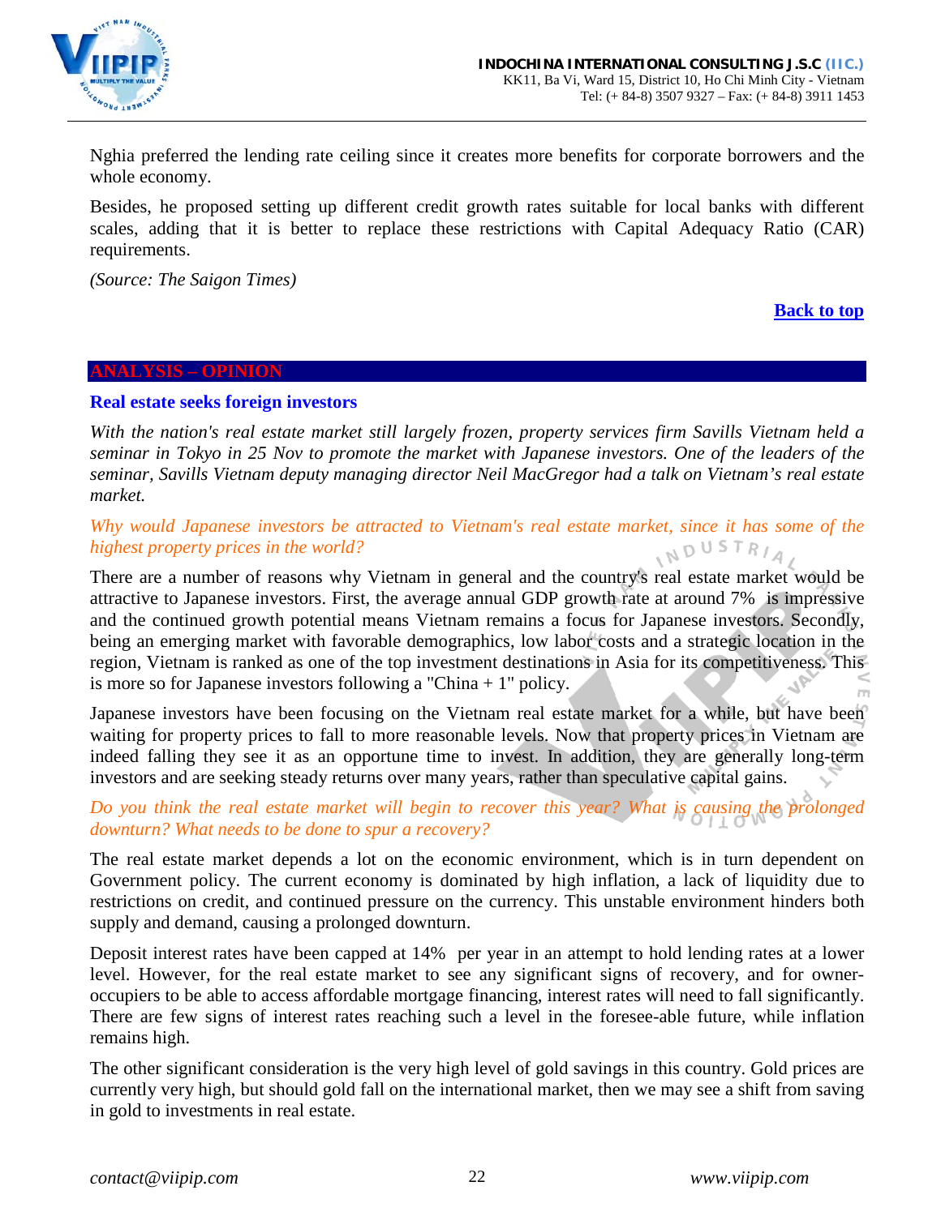Nghia preferred the lending rate ceiling since it creates more benefits for corporate borrowers and the whole economy.

Besides, he proposed setting up different credit growth rates suitable for local banks with different scales, adding that it is better to replace these restrictions with Capital Adequacy Ratio (CAR) requirements.

*(Source: The Saigon Times)*

**Back to top**

## ANALYSIS – OPINION

### Real estate seeks foreign investors

*With the nation's real estate market still largely frozen, property services firm Savills Vietnam held a seminar in Tokyo in 25 Nov to promote the market with Japanese investors. One of the leaders of the seminar, Savills Vietnam deputy managing director Neil MacGregor had a talk on Vietnam's real estate market.*

*Why would Japanese investors be attracted to Vietnam's real estate market, since it has some of the highest property prices in the world?*

There are a number of reasons why Vietnam in general and the country's real estate market would be attractive to Japanese investors. First, the average annual GDP growth rate at around 7% is impressive and the continued growth potential means Vietnam remains a focus for Japanese investors. Secondly, being an emerging market with favorable demographics, low labor costs and a strategic location in the region, Vietnam is ranked as one of the top investment destinations in Asia for its competitiveness. This is more so for Japanese investors following a "China + 1" policy.

Japanese investors have been focusing on the Vietnam real estate market for a while, but have been waiting for property prices to fall to more reasonable levels. Now that property prices in Vietnam are indeed falling they see it as an opportune time to invest. In addition, they are generally long-term investors and are seeking steady returns over many years, rather than speculative capital gains.

*Do you think the real estate market will begin to recover this year? What is causing the prolonged downturn? What needs to be done to spur a recovery?*

The real estate market depends a lot on the economic environment, which is in turn dependent on Government policy. The current economy is dominated by high inflation, a lack of liquidity due to restrictions on credit, and continued pressure on the currency. This unstable environment hinders both supply and demand, causing a prolonged downturn.

Deposit interest rates have been capped at 14% per year in an attempt to hold lending rates at a lower level. However, for the real estate market to see any significant signs of recovery, and for owner-occupiers to be able to access affordable mortgage financing, interest rates will need to fall significantly. There are few signs of interest rates reaching such a level in the foresee-able future, while inflation remains high.

The other significant consideration is the very high level of gold savings in this country. Gold prices are currently very high, but should gold fall on the international market, then we may see a shift from saving in gold to investments in real estate.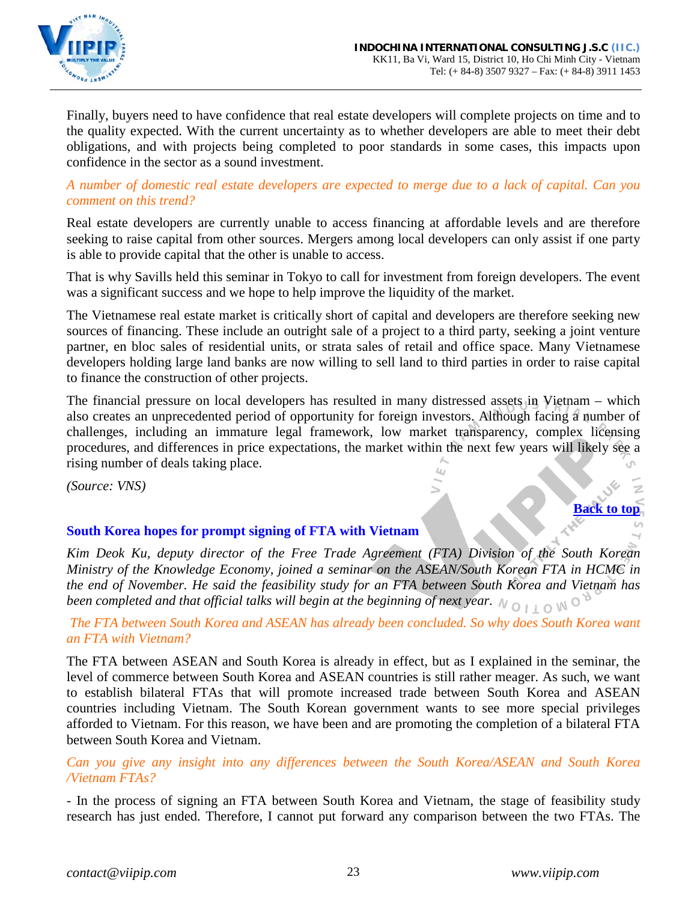Finally, buyers need to have confidence that real estate developers will complete projects on time and to the quality expected. With the current uncertainty as to whether developers are able to meet their debt obligations, and with projects being completed to poor standards in some cases, this impacts upon confidence in the sector as a sound investment.

*A number of domestic real estate developers are expected to merge due to a lack of capital. Can you comment on this trend?*

Real estate developers are currently unable to access financing at affordable levels and are therefore seeking to raise capital from other sources. Mergers among local developers can only assist if one party is able to provide capital that the other is unable to access.

That is why Savills held this seminar in Tokyo to call for investment from foreign developers. The event was a significant success and we hope to help improve the liquidity of the market.

The Vietnamese real estate market is critically short of capital and developers are therefore seeking new sources of financing. These include an outright sale of a project to a third party, seeking a joint venture partner, en bloc sales of residential units, or strata sales of retail and office space. Many Vietnamese developers holding large land banks are now willing to sell land to third parties in order to raise capital to finance the construction of other projects.

The financial pressure on local developers has resulted in many distressed assets in Vietnam – which also creates an unprecedented period of opportunity for foreign investors. Although facing a number of challenges, including an immature legal framework, low market transparency, complex licensing procedures, and differences in price expectations, the market within the next few years will likely see a rising number of deals taking place.

*(Source: VNS)*

Back to top

## South Korea hopes for prompt signing of FTA with Vietnam

*Kim Deok Ku, deputy director of the Free Trade Agreement (FTA) Division of the South Korean Ministry of the Knowledge Economy, joined a seminar on the ASEAN/South Korean FTA in HCMC in the end of November. He said the feasibility study for an FTA between South Korea and Vietnam has been completed and that official talks will begin at the beginning of next year.*

*The FTA between South Korea and ASEAN has already been concluded. So why does South Korea want an FTA with Vietnam?*

The FTA between ASEAN and South Korea is already in effect, but as I explained in the seminar, the level of commerce between South Korea and ASEAN countries is still rather meager. As such, we want to establish bilateral FTAs that will promote increased trade between South Korea and ASEAN countries including Vietnam. The South Korean government wants to see more special privileges afforded to Vietnam. For this reason, we have been and are promoting the completion of a bilateral FTA between South Korea and Vietnam.

*Can you give any insight into any differences between the South Korea/ASEAN and South Korea /Vietnam FTAs?*

- In the process of signing an FTA between South Korea and Vietnam, the stage of feasibility study research has just ended. Therefore, I cannot put forward any comparison between the two FTAs. The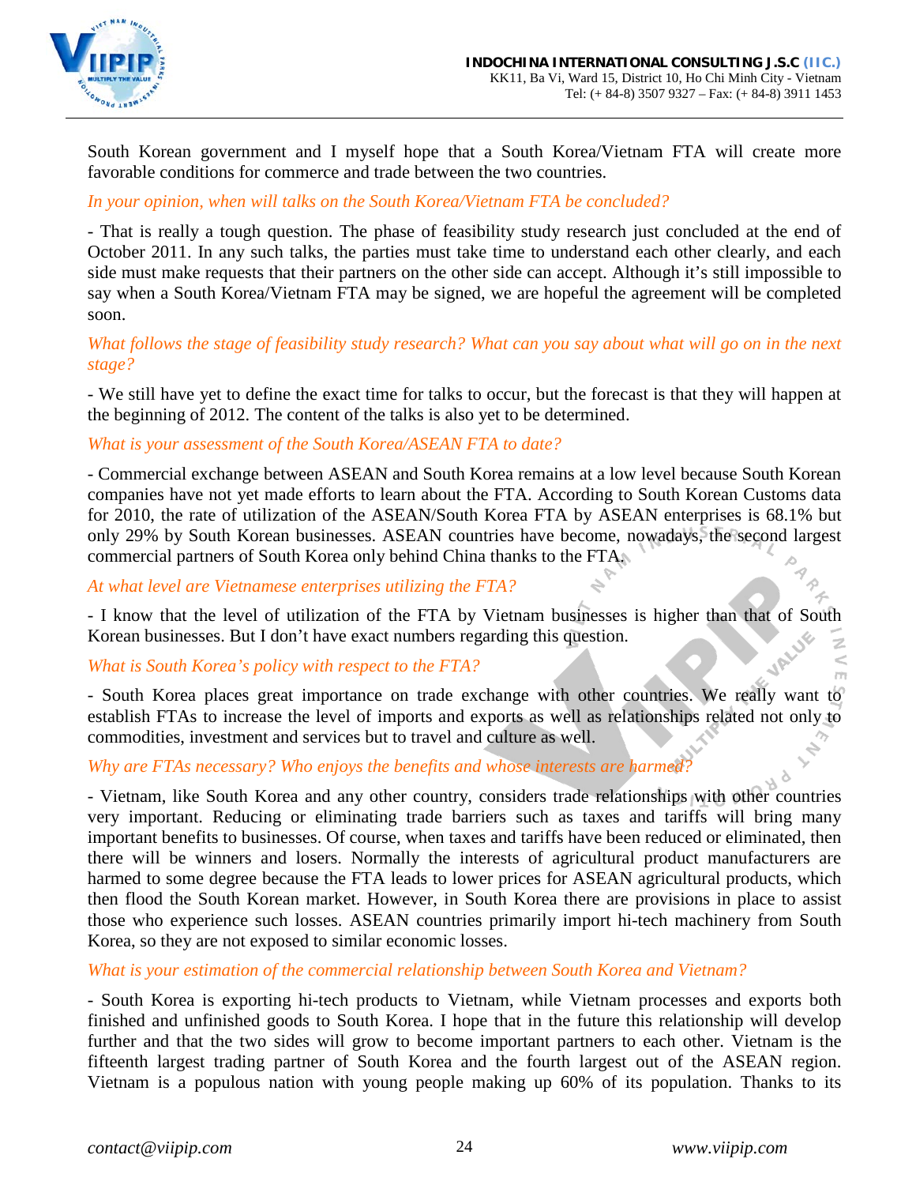South Korean government and I myself hope that a South Korea/Vietnam FTA will create more favorable conditions for commerce and trade between the two countries.

*In your opinion, when will talks on the South Korea/Vietnam FTA be concluded?*

- That is really a tough question. The phase of feasibility study research just concluded at the end of October 2011. In any such talks, the parties must take time to understand each other clearly, and each side must make requests that their partners on the other side can accept. Although it's still impossible to say when a South Korea/Vietnam FTA may be signed, we are hopeful the agreement will be completed soon.

*What follows the stage of feasibility study research? What can you say about what will go on in the next stage?*

- We still have yet to define the exact time for talks to occur, but the forecast is that they will happen at the beginning of 2012. The content of the talks is also yet to be determined.

*What is your assessment of the South Korea/ASEAN FTA to date?*

- Commercial exchange between ASEAN and South Korea remains at a low level because South Korean companies have not yet made efforts to learn about the FTA. According to South Korean Customs data for 2010, the rate of utilization of the ASEAN/South Korea FTA by ASEAN enterprises is 68.1% but only 29% by South Korean businesses. ASEAN countries have become, nowadays, the second largest commercial partners of South Korea only behind China thanks to the FTA.

*At what level are Vietnamese enterprises utilizing the FTA?*

- I know that the level of utilization of the FTA by Vietnam businesses is higher than that of South Korean businesses. But I don't have exact numbers regarding this question.

*What is South Korea's policy with respect to the FTA?*

- South Korea places great importance on trade exchange with other countries. We really want to establish FTAs to increase the level of imports and exports as well as relationships related not only to commodities, investment and services but to travel and culture as well.

*Why are FTAs necessary? Who enjoys the benefits and whose interests are harmed?*

- Vietnam, like South Korea and any other country, considers trade relationships with other countries very important. Reducing or eliminating trade barriers such as taxes and tariffs will bring many important benefits to businesses. Of course, when taxes and tariffs have been reduced or eliminated, then there will be winners and losers. Normally the interests of agricultural product manufacturers are harmed to some degree because the FTA leads to lower prices for ASEAN agricultural products, which then flood the South Korean market. However, in South Korea there are provisions in place to assist those who experience such losses. ASEAN countries primarily import hi-tech machinery from South Korea, so they are not exposed to similar economic losses.

*What is your estimation of the commercial relationship between South Korea and Vietnam?*

- South Korea is exporting hi-tech products to Vietnam, while Vietnam processes and exports both finished and unfinished goods to South Korea. I hope that in the future this relationship will develop further and that the two sides will grow to become important partners to each other. Vietnam is the fifteenth largest trading partner of South Korea and the fourth largest out of the ASEAN region. Vietnam is a populous nation with young people making up 60% of its population. Thanks to its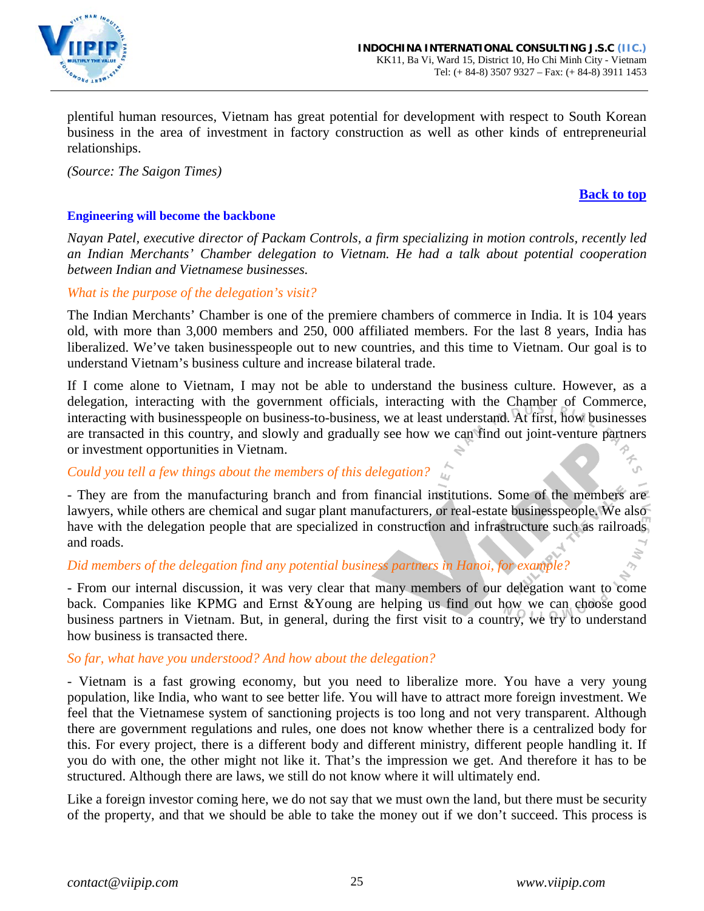plentiful human resources, Vietnam has great potential for development with respect to South Korean business in the area of investment in factory construction as well as other kinds of entrepreneurial relationships.

*(Source: The Saigon Times)*

**Back to top**

### Engineering will become the backbone

*Nayan Patel, executive director of Packam Controls, a firm specializing in motion controls, recently led an Indian Merchants' Chamber delegation to Vietnam. He had a talk about potential cooperation between Indian and Vietnamese businesses.*

*What is the purpose of the delegation's visit?*

The Indian Merchants' Chamber is one of the premiere chambers of commerce in India. It is 104 years old, with more than 3,000 members and 250, 000 affiliated members. For the last 8 years, India has liberalized. We've taken businesspeople out to new countries, and this time to Vietnam. Our goal is to understand Vietnam's business culture and increase bilateral trade.

If I come alone to Vietnam, I may not be able to understand the business culture. However, as a delegation, interacting with the government officials, interacting with the Chamber of Commerce, interacting with businesspeople on business-to-business, we at least understand. At first, how businesses are transacted in this country, and slowly and gradually see how we can find out joint-venture partners or investment opportunities in Vietnam.

*Could you tell a few things about the members of this delegation?*

- They are from the manufacturing branch and from financial institutions. Some of the members are lawyers, while others are chemical and sugar plant manufacturers, or real-estate businesspeople. We also have with the delegation people that are specialized in construction and infrastructure such as railroads and roads.

*Did members of the delegation find any potential business partners in Hanoi, for example?*

- From our internal discussion, it was very clear that many members of our delegation want to come back. Companies like KPMG and Ernst &Young are helping us find out how we can choose good business partners in Vietnam. But, in general, during the first visit to a country, we try to understand how business is transacted there.

*So far, what have you understood? And how about the delegation?*

- Vietnam is a fast growing economy, but you need to liberalize more. You have a very young population, like India, who want to see better life. You will have to attract more foreign investment. We feel that the Vietnamese system of sanctioning projects is too long and not very transparent. Although there are government regulations and rules, one does not know whether there is a centralized body for this. For every project, there is a different body and different ministry, different people handling it. If you do with one, the other might not like it. That's the impression we get. And therefore it has to be structured. Although there are laws, we still do not know where it will ultimately end.

Like a foreign investor coming here, we do not say that we must own the land, but there must be security of the property, and that we should be able to take the money out if we don't succeed. This process is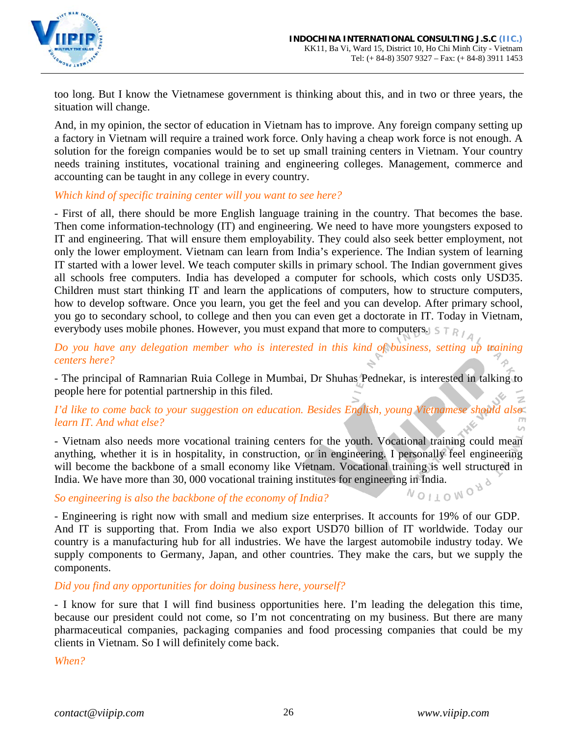too long. But I know the Vietnamese government is thinking about this, and in two or three years, the situation will change.

And, in my opinion, the sector of education in Vietnam has to improve. Any foreign company setting up a factory in Vietnam will require a trained work force. Only having a cheap work force is not enough. A solution for the foreign companies would be to set up small training centers in Vietnam. Your country needs training institutes, vocational training and engineering colleges. Management, commerce and accounting can be taught in any college in every country.

*Which kind of specific training center will you want to see here?*

- First of all, there should be more English language training in the country. That becomes the base. Then come information-technology (IT) and engineering. We need to have more youngsters exposed to IT and engineering. That will ensure them employability. They could also seek better employment, not only the lower employment. Vietnam can learn from India's experience. The Indian system of learning IT started with a lower level. We teach computer skills in primary school. The Indian government gives all schools free computers. India has developed a computer for schools, which costs only USD35. Children must start thinking IT and learn the applications of computers, how to structure computers, how to develop software. Once you learn, you get the feel and you can develop. After primary school, you go to secondary school, to college and then you can even get a doctorate in IT. Today in Vietnam, everybody uses mobile phones. However, you must expand that more to computers.

*Do you have any delegation member who is interested in this kind of business, setting up training centers here?*

- The principal of Ramnarian Ruia College in Mumbai, Dr Shuhas Pednekar, is interested in talking to people here for potential partnership in this filed.

*I'd like to come back to your suggestion on education. Besides English, young Vietnamese should also learn IT. And what else?*

- Vietnam also needs more vocational training centers for the youth. Vocational training could mean anything, whether it is in hospitality, in construction, or in engineering. I personally feel engineering will become the backbone of a small economy like Vietnam. Vocational training is well structured in India. We have more than 30, 000 vocational training institutes for engineering in India.

*So engineering is also the backbone of the economy of India?*

- Engineering is right now with small and medium size enterprises. It accounts for 19% of our GDP. And IT is supporting that. From India we also export USD70 billion of IT worldwide. Today our country is a manufacturing hub for all industries. We have the largest automobile industry today. We supply components to Germany, Japan, and other countries. They make the cars, but we supply the components.

*Did you find any opportunities for doing business here, yourself?*

- I know for sure that I will find business opportunities here. I'm leading the delegation this time, because our president could not come, so I'm not concentrating on my business. But there are many pharmaceutical companies, packaging companies and food processing companies that could be my clients in Vietnam. So I will definitely come back.

*When?*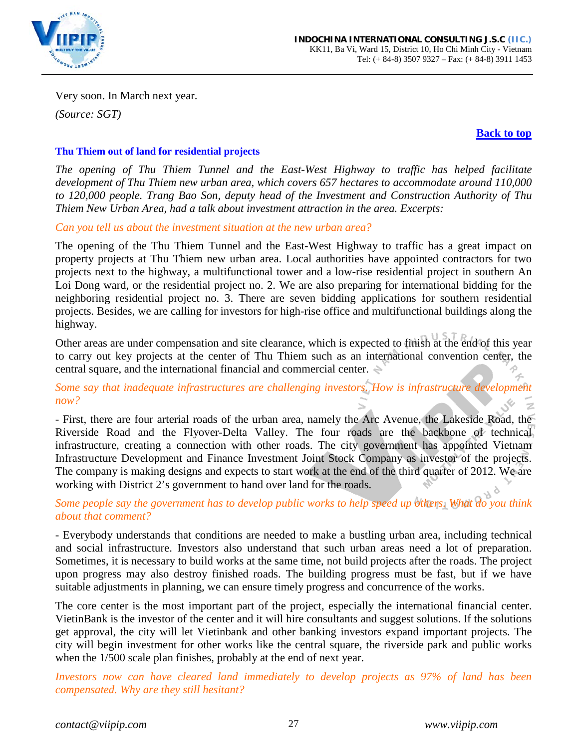Very soon. In March next year.

*(Source: SGT)*

**Back to top**

### Thu Thiem out of land for residential projects

*The opening of Thu Thiem Tunnel and the East-West Highway to traffic has helped facilitate development of Thu Thiem new urban area, which covers 657 hectares to accommodate around 110,000 to 120,000 people. Trang Bao Son, deputy head of the Investment and Construction Authority of Thu Thiem New Urban Area, had a talk about investment attraction in the area. Excerpts:*

*Can you tell us about the investment situation at the new urban area?*

The opening of the Thu Thiem Tunnel and the East-West Highway to traffic has a great impact on property projects at Thu Thiem new urban area. Local authorities have appointed contractors for two projects next to the highway, a multifunctional tower and a low-rise residential project in southern An Loi Dong ward, or the residential project no. 2. We are also preparing for international bidding for the neighboring residential project no. 3. There are seven bidding applications for southern residential projects. Besides, we are calling for investors for high-rise office and multifunctional buildings along the highway.

Other areas are under compensation and site clearance, which is expected to finish at the end of this year to carry out key projects at the center of Thu Thiem such as an international convention center, the central square, and the international financial and commercial center.

*Some say that inadequate infrastructures are challenging investors. How is infrastructure development now?*

- First, there are four arterial roads of the urban area, namely the Arc Avenue, the Lakeside Road, the Riverside Road and the Flyover-Delta Valley. The four roads are the backbone of technical infrastructure, creating a connection with other roads. The city government has appointed Vietnam Infrastructure Development and Finance Investment Joint Stock Company as investor of the projects. The company is making designs and expects to start work at the end of the third quarter of 2012. We are working with District 2's government to hand over land for the roads.

*Some people say the government has to develop public works to help speed up others. What do you think about that comment?*

- Everybody understands that conditions are needed to make a bustling urban area, including technical and social infrastructure. Investors also understand that such urban areas need a lot of preparation. Sometimes, it is necessary to build works at the same time, not build projects after the roads. The project upon progress may also destroy finished roads. The building progress must be fast, but if we have suitable adjustments in planning, we can ensure timely progress and concurrence of the works.

The core center is the most important part of the project, especially the international financial center. VietinBank is the investor of the center and it will hire consultants and suggest solutions. If the solutions get approval, the city will let Vietinbank and other banking investors expand important projects. The city will begin investment for other works like the central square, the riverside park and public works when the 1/500 scale plan finishes, probably at the end of next year.

*Investors now can have cleared land immediately to develop projects as 97% of land has been compensated. Why are they still hesitant?*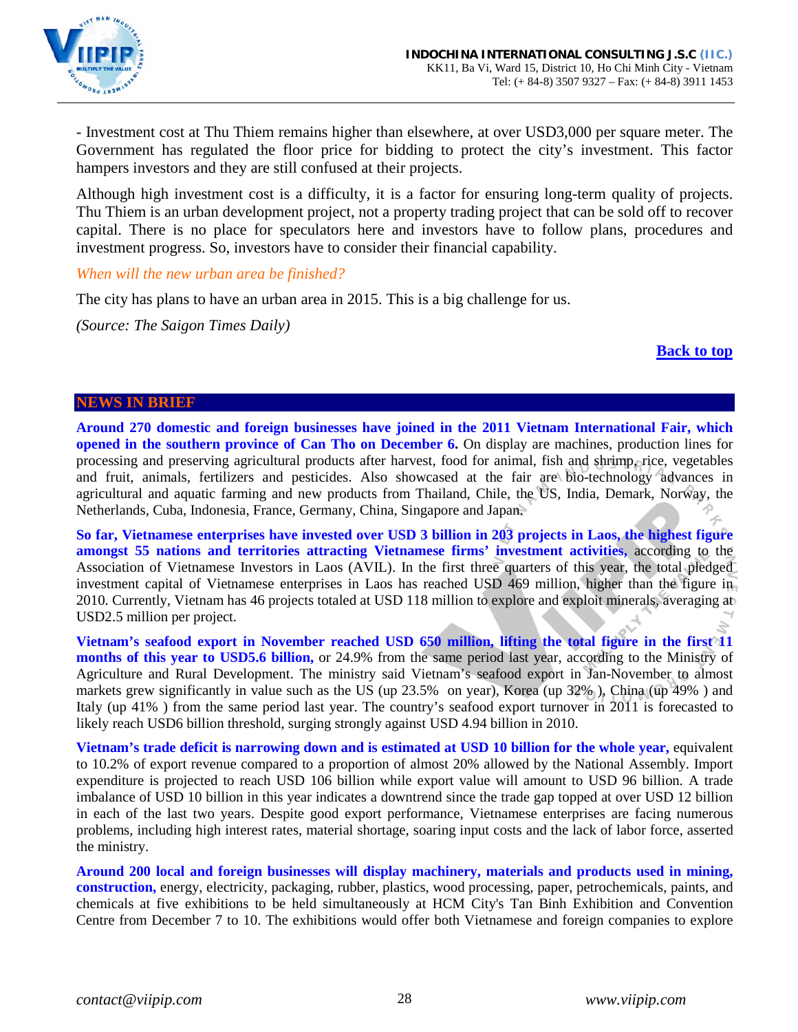- Investment cost at Thu Thiem remains higher than elsewhere, at over USD3,000 per square meter. The Government has regulated the floor price for bidding to protect the city's investment. This factor hampers investors and they are still confused at their projects.

Although high investment cost is a difficulty, it is a factor for ensuring long-term quality of projects. Thu Thiem is an urban development project, not a property trading project that can be sold off to recover capital. There is no place for speculators here and investors have to follow plans, procedures and investment progress. So, investors have to consider their financial capability.

*When will the new urban area be finished?*

The city has plans to have an urban area in 2015. This is a big challenge for us.

*(Source: The Saigon Times Daily)*

**Back to top**

## NEWS IN BRIEF

**Around 270 domestic and foreign businesses have joined in the 2011 Vietnam International Fair, which opened in the southern province of Can Tho on December 6.** On display are machines, production lines for processing and preserving agricultural products after harvest, food for animal, fish and shrimp, rice, vegetables and fruit, animals, fertilizers and pesticides. Also showcased at the fair are bio-technology advances in agricultural and aquatic farming and new products from Thailand, Chile, the US, India, Demark, Norway, the Netherlands, Cuba, Indonesia, France, Germany, China, Singapore and Japan.

**So far, Vietnamese enterprises have invested over USD 3 billion in 203 projects in Laos, the highest figure amongst 55 nations and territories attracting Vietnamese firms' investment activities,** according to the Association of Vietnamese Investors in Laos (AVIL). In the first three quarters of this year, the total pledged investment capital of Vietnamese enterprises in Laos has reached USD 469 million, higher than the figure in 2010. Currently, Vietnam has 46 projects totaled at USD 118 million to explore and exploit minerals, averaging at USD2.5 million per project.

**Vietnam's seafood export in November reached USD 650 million, lifting the total figure in the first 11 months of this year to USD5.6 billion,** or 24.9% from the same period last year, according to the Ministry of Agriculture and Rural Development. The ministry said Vietnam's seafood export in Jan-November to almost markets grew significantly in value such as the US (up 23.5% on year), Korea (up 32% ), China (up 49% ) and Italy (up 41% ) from the same period last year. The country's seafood export turnover in 2011 is forecasted to likely reach USD6 billion threshold, surging strongly against USD 4.94 billion in 2010.

**Vietnam's trade deficit is narrowing down and is estimated at USD 10 billion for the whole year,** equivalent to 10.2% of export revenue compared to a proportion of almost 20% allowed by the National Assembly. Import expenditure is projected to reach USD 106 billion while export value will amount to USD 96 billion. A trade imbalance of USD 10 billion in this year indicates a downtrend since the trade gap topped at over USD 12 billion in each of the last two years. Despite good export performance, Vietnamese enterprises are facing numerous problems, including high interest rates, material shortage, soaring input costs and the lack of labor force, asserted the ministry.

**Around 200 local and foreign businesses will display machinery, materials and products used in mining, construction,** energy, electricity, packaging, rubber, plastics, wood processing, paper, petrochemicals, paints, and chemicals at five exhibitions to be held simultaneously at HCM City's Tan Binh Exhibition and Convention Centre from December 7 to 10. The exhibitions would offer both Vietnamese and foreign companies to explore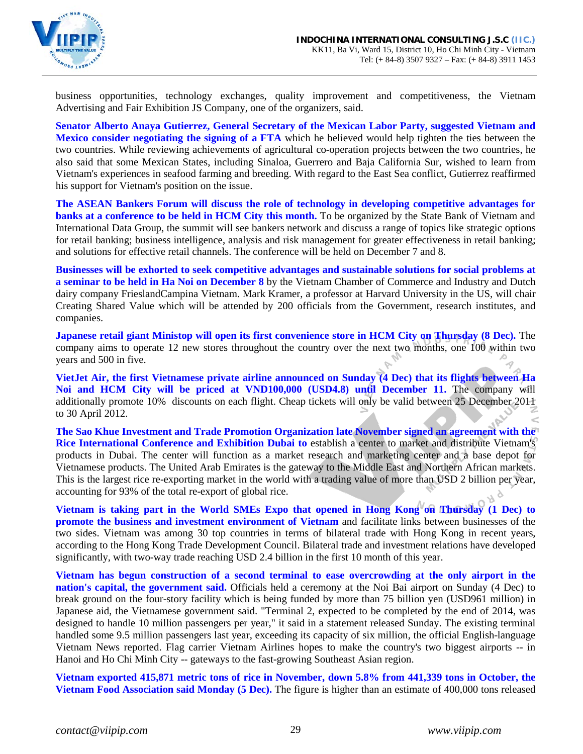business opportunities, technology exchanges, quality improvement and competitiveness, the Vietnam Advertising and Fair Exhibition JS Company, one of the organizers, said.

**Senator Alberto Anaya Gutierrez, General Secretary of the Mexican Labor Party, suggested Vietnam and Mexico consider negotiating the signing of a FTA** which he believed would help tighten the ties between the two countries. While reviewing achievements of agricultural co-operation projects between the two countries, he also said that some Mexican States, including Sinaloa, Guerrero and Baja California Sur, wished to learn from Vietnam's experiences in seafood farming and breeding. With regard to the East Sea conflict, Gutierrez reaffirmed his support for Vietnam's position on the issue.

**The ASEAN Bankers Forum will discuss the role of technology in developing competitive advantages for banks at a conference to be held in HCM City this month.** To be organized by the State Bank of Vietnam and International Data Group, the summit will see bankers network and discuss a range of topics like strategic options for retail banking; business intelligence, analysis and risk management for greater effectiveness in retail banking; and solutions for effective retail channels. The conference will be held on December 7 and 8.

**Businesses will be exhorted to seek competitive advantages and sustainable solutions for social problems at a seminar to be held in Ha Noi on December 8** by the Vietnam Chamber of Commerce and Industry and Dutch dairy company FrieslandCampina Vietnam. Mark Kramer, a professor at Harvard University in the US, will chair Creating Shared Value which will be attended by 200 officials from the Government, research institutes, and companies.

**Japanese retail giant Ministop will open its first convenience store in HCM City on Thursday (8 Dec).** The company aims to operate 12 new stores throughout the country over the next two months, one 100 within two years and 500 in five.

**VietJet Air, the first Vietnamese private airline announced on Sunday (4 Dec) that its flights between Ha Noi and HCM City will be priced at VND100,000 (USD4.8) until December 11.** The company will additionally promote 10% discounts on each flight. Cheap tickets will only be valid between 25 December 2011 to 30 April 2012.

**The Sao Khue Investment and Trade Promotion Organization late November signed an agreement with the Rice International Conference and Exhibition Dubai to** establish a center to market and distribute Vietnam's products in Dubai. The center will function as a market research and marketing center and a base depot for Vietnamese products. The United Arab Emirates is the gateway to the Middle East and Northern African markets. This is the largest rice re-exporting market in the world with a trading value of more than USD 2 billion per year, accounting for 93% of the total re-export of global rice.

**Vietnam is taking part in the World SMEs Expo that opened in Hong Kong on Thursday (1 Dec) to promote the business and investment environment of Vietnam** and facilitate links between businesses of the two sides. Vietnam was among 30 top countries in terms of bilateral trade with Hong Kong in recent years, according to the Hong Kong Trade Development Council. Bilateral trade and investment relations have developed significantly, with two-way trade reaching USD 2.4 billion in the first 10 month of this year.

**Vietnam has begun construction of a second terminal to ease overcrowding at the only airport in the nation's capital, the government said.** Officials held a ceremony at the Noi Bai airport on Sunday (4 Dec) to break ground on the four-story facility which is being funded by more than 75 billion yen (USD961 million) in Japanese aid, the Vietnamese government said. "Terminal 2, expected to be completed by the end of 2014, was designed to handle 10 million passengers per year," it said in a statement released Sunday. The existing terminal handled some 9.5 million passengers last year, exceeding its capacity of six million, the official English-language Vietnam News reported. Flag carrier Vietnam Airlines hopes to make the country's two biggest airports -- in Hanoi and Ho Chi Minh City -- gateways to the fast-growing Southeast Asian region.

**Vietnam exported 415,871 metric tons of rice in November, down 5.8% from 441,339 tons in October, the Vietnam Food Association said Monday (5 Dec).** The figure is higher than an estimate of 400,000 tons released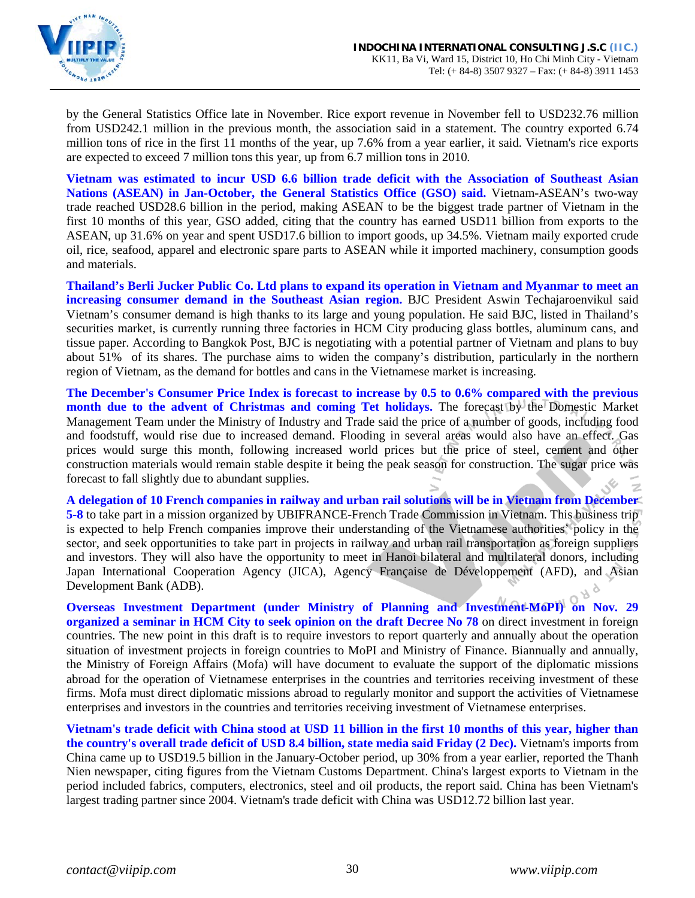by the General Statistics Office late in November. Rice export revenue in November fell to USD232.76 million from USD242.1 million in the previous month, the association said in a statement. The country exported 6.74 million tons of rice in the first 11 months of the year, up 7.6% from a year earlier, it said. Vietnam's rice exports are expected to exceed 7 million tons this year, up from 6.7 million tons in 2010.

**Vietnam was estimated to incur USD 6.6 billion trade deficit with the Association of Southeast Asian Nations (ASEAN) in Jan-October, the General Statistics Office (GSO) said.** Vietnam-ASEAN's two-way trade reached USD28.6 billion in the period, making ASEAN to be the biggest trade partner of Vietnam in the first 10 months of this year, GSO added, citing that the country has earned USD11 billion from exports to the ASEAN, up 31.6% on year and spent USD17.6 billion to import goods, up 34.5%. Vietnam maily exported crude oil, rice, seafood, apparel and electronic spare parts to ASEAN while it imported machinery, consumption goods and materials.

**Thailand's Berli Jucker Public Co. Ltd plans to expand its operation in Vietnam and Myanmar to meet an increasing consumer demand in the Southeast Asian region.** BJC President Aswin Techajaroenvikul said Vietnam's consumer demand is high thanks to its large and young population. He said BJC, listed in Thailand's securities market, is currently running three factories in HCM City producing glass bottles, aluminum cans, and tissue paper. According to Bangkok Post, BJC is negotiating with a potential partner of Vietnam and plans to buy about 51% of its shares. The purchase aims to widen the company's distribution, particularly in the northern region of Vietnam, as the demand for bottles and cans in the Vietnamese market is increasing.

**The December's Consumer Price Index is forecast to increase by 0.5 to 0.6% compared with the previous month due to the advent of Christmas and coming Tet holidays.** The forecast by the Domestic Market Management Team under the Ministry of Industry and Trade said the price of a number of goods, including food and foodstuff, would rise due to increased demand. Flooding in several areas would also have an effect. Gas prices would surge this month, following increased world prices but the price of steel, cement and other construction materials would remain stable despite it being the peak season for construction. The sugar price was forecast to fall slightly due to abundant supplies.

**A delegation of 10 French companies in railway and urban rail solutions will be in Vietnam from December 5-8** to take part in a mission organized by UBIFRANCE-French Trade Commission in Vietnam. This business trip is expected to help French companies improve their understanding of the Vietnamese authorities' policy in the sector, and seek opportunities to take part in projects in railway and urban rail transportation as foreign suppliers and investors. They will also have the opportunity to meet in Hanoi bilateral and multilateral donors, including Japan International Cooperation Agency (JICA), Agency Française de Développement (AFD), and Asian Development Bank (ADB).

**Overseas Investment Department (under Ministry of Planning and Investment-MoPI) on Nov. 29 organized a seminar in HCM City to seek opinion on the draft Decree No 78** on direct investment in foreign countries. The new point in this draft is to require investors to report quarterly and annually about the operation situation of investment projects in foreign countries to MoPI and Ministry of Finance. Biannually and annually, the Ministry of Foreign Affairs (Mofa) will have document to evaluate the support of the diplomatic missions abroad for the operation of Vietnamese enterprises in the countries and territories receiving investment of these firms. Mofa must direct diplomatic missions abroad to regularly monitor and support the activities of Vietnamese enterprises and investors in the countries and territories receiving investment of Vietnamese enterprises.

**Vietnam's trade deficit with China stood at USD 11 billion in the first 10 months of this year, higher than the country's overall trade deficit of USD 8.4 billion, state media said Friday (2 Dec).** Vietnam's imports from China came up to USD19.5 billion in the January-October period, up 30% from a year earlier, reported the Thanh Nien newspaper, citing figures from the Vietnam Customs Department. China's largest exports to Vietnam in the period included fabrics, computers, electronics, steel and oil products, the report said. China has been Vietnam's largest trading partner since 2004. Vietnam's trade deficit with China was USD12.72 billion last year.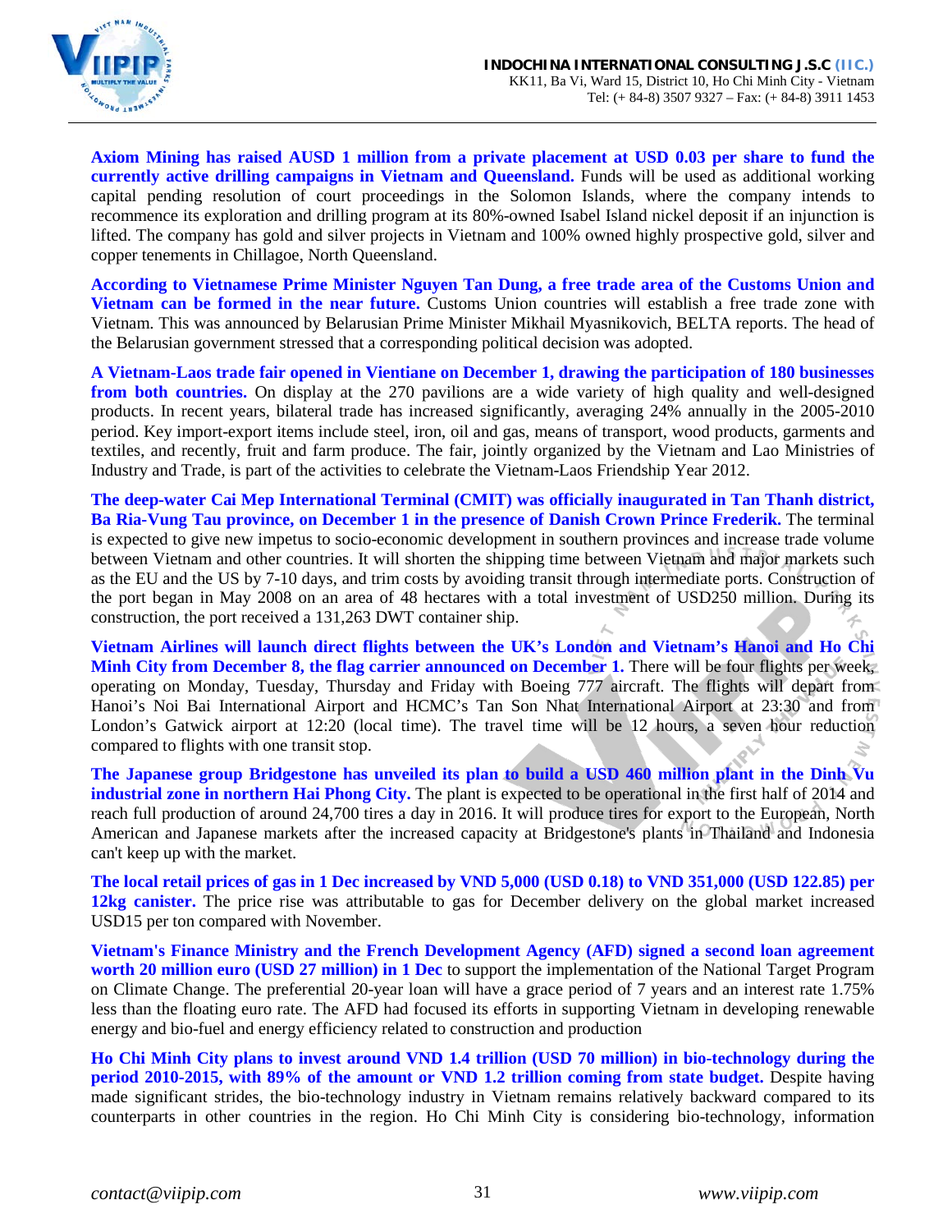**Axiom Mining has raised AUSD 1 million from a private placement at USD 0.03 per share to fund the currently active drilling campaigns in Vietnam and Queensland.** Funds will be used as additional working capital pending resolution of court proceedings in the Solomon Islands, where the company intends to recommence its exploration and drilling program at its 80%-owned Isabel Island nickel deposit if an injunction is lifted. The company has gold and silver projects in Vietnam and 100% owned highly prospective gold, silver and copper tenements in Chillagoe, North Queensland.

**According to Vietnamese Prime Minister Nguyen Tan Dung, a free trade area of the Customs Union and Vietnam can be formed in the near future.** Customs Union countries will establish a free trade zone with Vietnam. This was announced by Belarusian Prime Minister Mikhail Myasnikovich, BELTA reports. The head of the Belarusian government stressed that a corresponding political decision was adopted.

**A Vietnam-Laos trade fair opened in Vientiane on December 1, drawing the participation of 180 businesses from both countries.** On display at the 270 pavilions are a wide variety of high quality and well-designed products. In recent years, bilateral trade has increased significantly, averaging 24% annually in the 2005-2010 period. Key import-export items include steel, iron, oil and gas, means of transport, wood products, garments and textiles, and recently, fruit and farm produce. The fair, jointly organized by the Vietnam and Lao Ministries of Industry and Trade, is part of the activities to celebrate the Vietnam-Laos Friendship Year 2012.

**The deep-water Cai Mep International Terminal (CMIT) was officially inaugurated in Tan Thanh district, Ba Ria-Vung Tau province, on December 1 in the presence of Danish Crown Prince Frederik.** The terminal is expected to give new impetus to socio-economic development in southern provinces and increase trade volume between Vietnam and other countries. It will shorten the shipping time between Vietnam and major markets such as the EU and the US by 7-10 days, and trim costs by avoiding transit through intermediate ports. Construction of the port began in May 2008 on an area of 48 hectares with a total investment of USD250 million. During its construction, the port received a 131,263 DWT container ship.

**Vietnam Airlines will launch direct flights between the UK's London and Vietnam's Hanoi and Ho Chi Minh City from December 8, the flag carrier announced on December 1.** There will be four flights per week, operating on Monday, Tuesday, Thursday and Friday with Boeing 777 aircraft. The flights will depart from Hanoi's Noi Bai International Airport and HCMC's Tan Son Nhat International Airport at 23:30 and from London's Gatwick airport at 12:20 (local time). The travel time will be 12 hours, a seven hour reduction compared to flights with one transit stop.

**The Japanese group Bridgestone has unveiled its plan to build a USD 460 million plant in the Dinh Vu industrial zone in northern Hai Phong City.** The plant is expected to be operational in the first half of 2014 and reach full production of around 24,700 tires a day in 2016. It will produce tires for export to the European, North American and Japanese markets after the increased capacity at Bridgestone's plants in Thailand and Indonesia can't keep up with the market.

**The local retail prices of gas in 1 Dec increased by VND 5,000 (USD 0.18) to VND 351,000 (USD 122.85) per 12kg canister.** The price rise was attributable to gas for December delivery on the global market increased USD15 per ton compared with November.

**Vietnam's Finance Ministry and the French Development Agency (AFD) signed a second loan agreement worth 20 million euro (USD 27 million) in 1 Dec** to support the implementation of the National Target Program on Climate Change. The preferential 20-year loan will have a grace period of 7 years and an interest rate 1.75% less than the floating euro rate. The AFD had focused its efforts in supporting Vietnam in developing renewable energy and bio-fuel and energy efficiency related to construction and production

**Ho Chi Minh City plans to invest around VND 1.4 trillion (USD 70 million) in bio-technology during the period 2010-2015, with 89% of the amount or VND 1.2 trillion coming from state budget.** Despite having made significant strides, the bio-technology industry in Vietnam remains relatively backward compared to its counterparts in other countries in the region. Ho Chi Minh City is considering bio-technology, information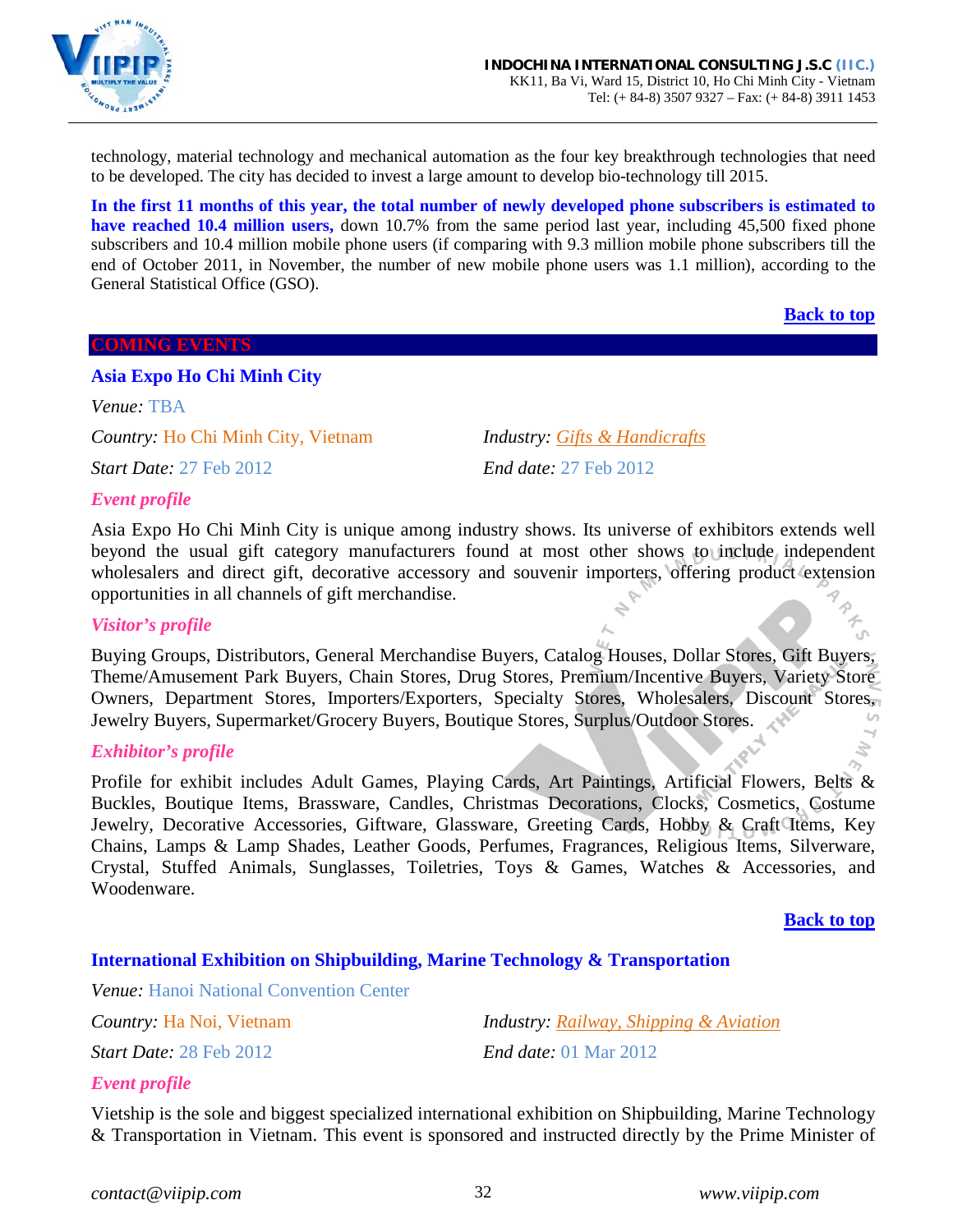technology, material technology and mechanical automation as the four key breakthrough technologies that need to be developed. The city has decided to invest a large amount to develop bio-technology till 2015.

**In the first 11 months of this year, the total number of newly developed phone subscribers is estimated to have reached 10.4 million users,** down 10.7% from the same period last year, including 45,500 fixed phone subscribers and 10.4 million mobile phone users (if comparing with 9.3 million mobile phone subscribers till the end of October 2011, in November, the number of new mobile phone users was 1.1 million), according to the General Statistical Office (GSO).

[Back to top]

## COMING EVENTS

### Asia Expo Ho Chi Minh City

*Venue:* TBA

*Country:* Ho Chi Minh City, Vietnam

*Industry:* Gifts & Handicrafts

*Start Date:* 27 Feb 2012

*End date:* 27 Feb 2012

***Event profile***

Asia Expo Ho Chi Minh City is unique among industry shows. Its universe of exhibitors extends well beyond the usual gift category manufacturers found at most other shows to include independent wholesalers and direct gift, decorative accessory and souvenir importers, offering product extension opportunities in all channels of gift merchandise.

***Visitor's profile***

Buying Groups, Distributors, General Merchandise Buyers, Catalog Houses, Dollar Stores, Gift Buyers, Theme/Amusement Park Buyers, Chain Stores, Drug Stores, Premium/Incentive Buyers, Variety Store Owners, Department Stores, Importers/Exporters, Specialty Stores, Wholesalers, Discount Stores, Jewelry Buyers, Supermarket/Grocery Buyers, Boutique Stores, Surplus/Outdoor Stores.

***Exhibitor's profile***

Profile for exhibit includes Adult Games, Playing Cards, Art Paintings, Artificial Flowers, Belts & Buckles, Boutique Items, Brassware, Candles, Christmas Decorations, Clocks, Cosmetics, Costume Jewelry, Decorative Accessories, Giftware, Glassware, Greeting Cards, Hobby & Craft Items, Key Chains, Lamps & Lamp Shades, Leather Goods, Perfumes, Fragrances, Religious Items, Silverware, Crystal, Stuffed Animals, Sunglasses, Toiletries, Toys & Games, Watches & Accessories, and Woodenware.

[Back to top]

### International Exhibition on Shipbuilding, Marine Technology & Transportation

*Venue:* Hanoi National Convention Center

*Country:* Ha Noi, Vietnam

*Industry:* Railway, Shipping & Aviation

*Start Date:* 28 Feb 2012

*End date:* 01 Mar 2012

***Event profile***

Vietship is the sole and biggest specialized international exhibition on Shipbuilding, Marine Technology & Transportation in Vietnam. This event is sponsored and instructed directly by the Prime Minister of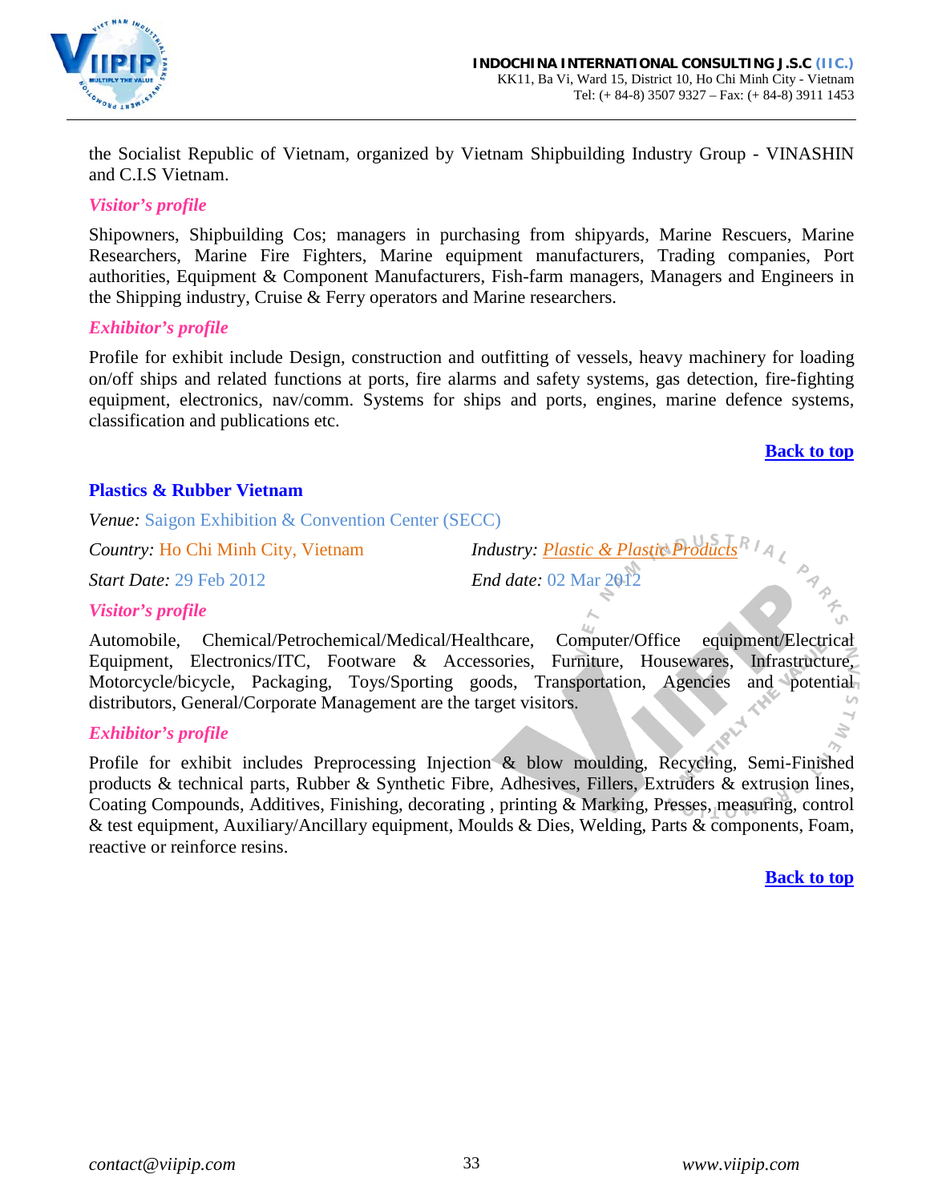the Socialist Republic of Vietnam, organized by Vietnam Shipbuilding Industry Group - VINASHIN and C.I.S Vietnam.

*Visitor's profile*

Shipowners, Shipbuilding Cos; managers in purchasing from shipyards, Marine Rescuers, Marine Researchers, Marine Fire Fighters, Marine equipment manufacturers, Trading companies, Port authorities, Equipment & Component Manufacturers, Fish-farm managers, Managers and Engineers in the Shipping industry, Cruise & Ferry operators and Marine researchers.

*Exhibitor's profile*

Profile for exhibit include Design, construction and outfitting of vessels, heavy machinery for loading on/off ships and related functions at ports, fire alarms and safety systems, gas detection, fire-fighting equipment, electronics, nav/comm. Systems for ships and ports, engines, marine defence systems, classification and publications etc.

**Back to top**

## Plastics & Rubber Vietnam

*Venue:* Saigon Exhibition & Convention Center (SECC)

*Country:* Ho Chi Minh City, Vietnam

*Industry:* Plastic & Plastic Products

*Start Date:* 29 Feb 2012

*End date:* 02 Mar 2012

*Visitor's profile*

Automobile, Chemical/Petrochemical/Medical/Healthcare, Computer/Office equipment/Electrical Equipment, Electronics/ITC, Footware & Accessories, Furniture, Housewares, Infrastucture, Motorcycle/bicycle, Packaging, Toys/Sporting goods, Transportation, Agencies and potential distributors, General/Corporate Management are the target visitors.

*Exhibitor's profile*

Profile for exhibit includes Preprocessing Injection & blow moulding, Recycling, Semi-Finished products & technical parts, Rubber & Synthetic Fibre, Adhesives, Fillers, Extruders & extrusion lines, Coating Compounds, Additives, Finishing, decorating , printing & Marking, Presses, measuring, control & test equipment, Auxiliary/Ancillary equipment, Moulds & Dies, Welding, Parts & components, Foam, reactive or reinforce resins.

**Back to top**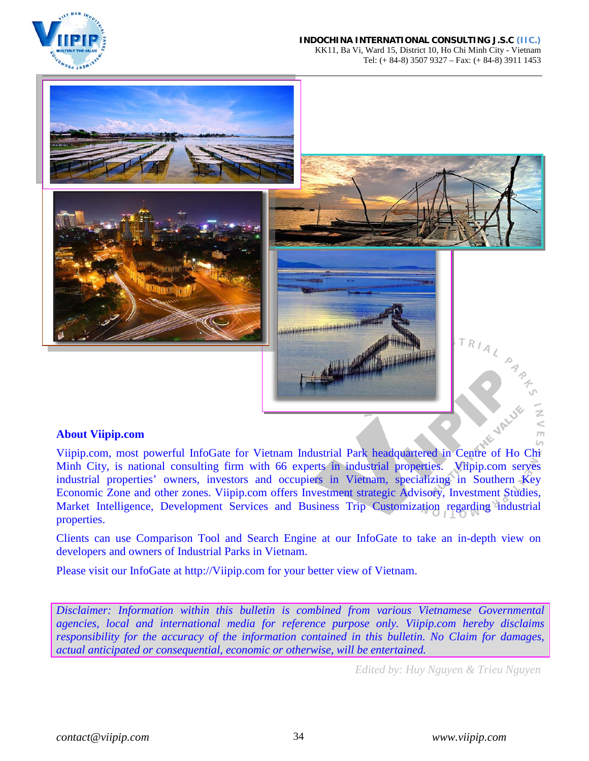## About Viipip.com

Viipip.com, most powerful InfoGate for Vietnam Industrial Park headquartered in Centre of Ho Chi Minh City, is national consulting firm with 66 experts in industrial properties. Viipip.com serves industrial properties' owners, investors and occupiers in Vietnam, specializing in Southern Key Economic Zone and other zones. Viipip.com offers Investment strategic Advisory, Investment Studies, Market Intelligence, Development Services and Business Trip Customization regarding industrial properties.

Clients can use Comparison Tool and Search Engine at our InfoGate to take an in-depth view on developers and owners of Industrial Parks in Vietnam.

Please visit our InfoGate at http://Viipip.com for your better view of Vietnam.

*Disclaimer: Information within this bulletin is combined from various Vietnamese Governmental agencies, local and international media for reference purpose only. Viipip.com hereby disclaims responsibility for the accuracy of the information contained in this bulletin. No Claim for damages, actual anticipated or consequential, economic or otherwise, will be entertained.*

*Edited by: Huy Nguyen & Trieu Nguyen*